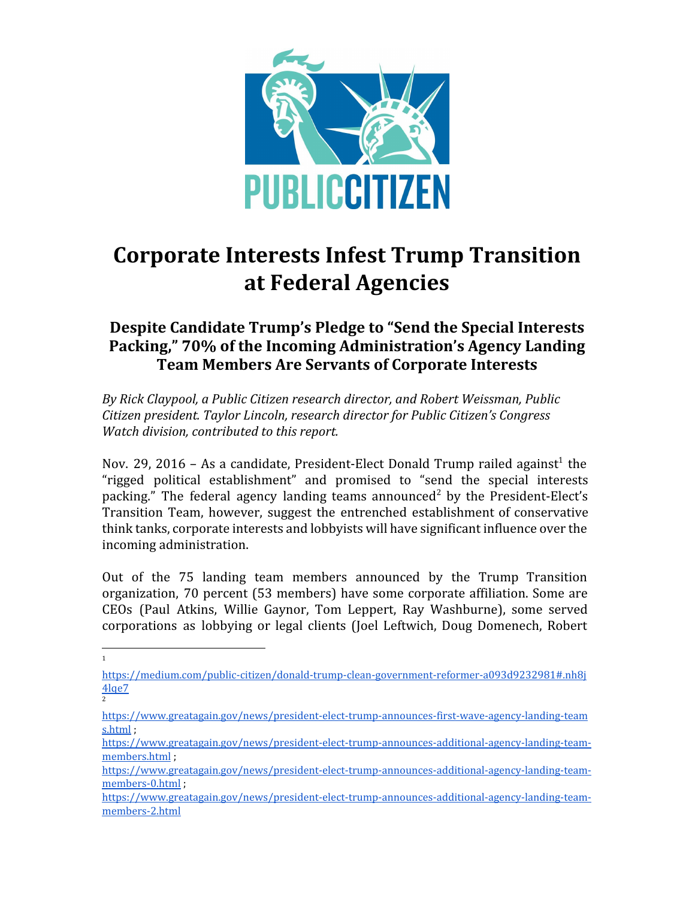PUBLIC CITIZEN

# Corporate Interests Infest Trump Transition at Federal Agencies

## Despite Candidate Trump's Pledge to "Send the Special Interests Packing," 70% of the Incoming Administration's Agency Landing Team Members Are Servants of Corporate Interests

*By Rick Claypool, a Public Citizen research director, and Robert Weissman, Public Citizen president. Taylor Lincoln, research director for Public Citizen's Congress Watch division, contributed to this report.*

Nov. 29, 2016 – As a candidate, President-Elect Donald Trump railed against[1] the "rigged political establishment" and promised to "send the special interests packing." The federal agency landing teams announced[2] by the President-Elect's Transition Team, however, suggest the entrenched establishment of conservative think tanks, corporate interests and lobbyists will have significant influence over the incoming administration.

Out of the 75 landing team members announced by the Trump Transition organization, 70 percent (53 members) have some corporate affiliation. Some are CEOs (Paul Atkins, Willie Gaynor, Tom Leppert, Ray Washburne), some served corporations as lobbying or legal clients (Joel Leftwich, Doug Domenech, Robert

---

[1] https://medium.com/public-citizen/donald-trump-clean-government-reformer-a093d9232981#.nh8j4lqe7

[2] https://www.greatagain.gov/news/president-elect-trump-announces-first-wave-agency-landing-teams.html ; https://www.greatagain.gov/news/president-elect-trump-announces-additional-agency-landing-team-members.html ; https://www.greatagain.gov/news/president-elect-trump-announces-additional-agency-landing-team-members-0.html ; https://www.greatagain.gov/news/president-elect-trump-announces-additional-agency-landing-team-members-2.html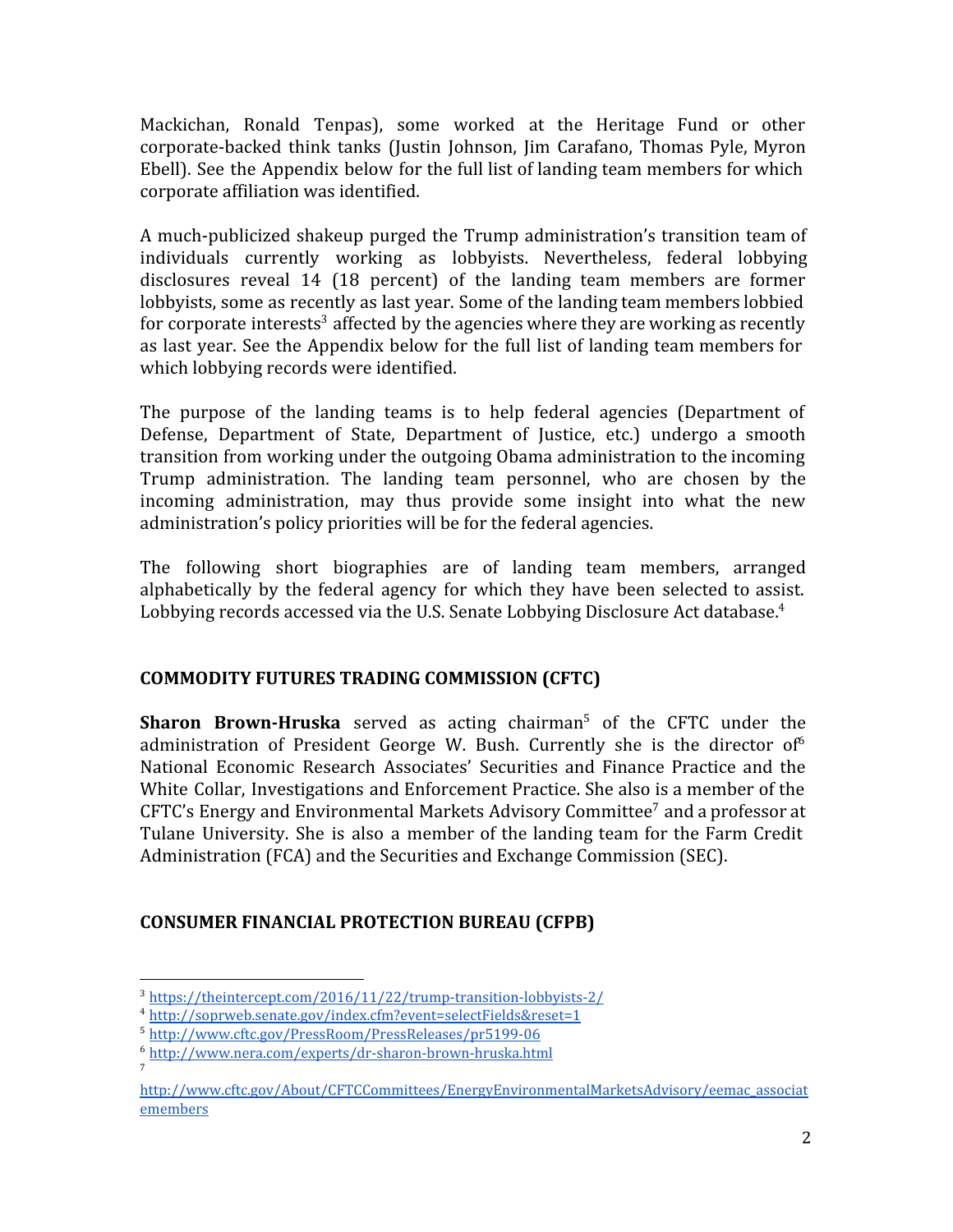Mackichan, Ronald Tenpas), some worked at the Heritage Fund or other corporate-backed think tanks (Justin Johnson, Jim Carafano, Thomas Pyle, Myron Ebell). See the Appendix below for the full list of landing team members for which corporate affiliation was identified.

A much-publicized shakeup purged the Trump administration's transition team of individuals currently working as lobbyists. Nevertheless, federal lobbying disclosures reveal 14 (18 percent) of the landing team members are former lobbyists, some as recently as last year. Some of the landing team members lobbied for corporate interests[3] affected by the agencies where they are working as recently as last year. See the Appendix below for the full list of landing team members for which lobbying records were identified.

The purpose of the landing teams is to help federal agencies (Department of Defense, Department of State, Department of Justice, etc.) undergo a smooth transition from working under the outgoing Obama administration to the incoming Trump administration. The landing team personnel, who are chosen by the incoming administration, may thus provide some insight into what the new administration's policy priorities will be for the federal agencies.

The following short biographies are of landing team members, arranged alphabetically by the federal agency for which they have been selected to assist. Lobbying records accessed via the U.S. Senate Lobbying Disclosure Act database.[4]

## COMMODITY FUTURES TRADING COMMISSION (CFTC)

**Sharon Brown-Hruska** served as acting chairman[5] of the CFTC under the administration of President George W. Bush. Currently she is the director of[6] National Economic Research Associates' Securities and Finance Practice and the White Collar, Investigations and Enforcement Practice. She also is a member of the CFTC's Energy and Environmental Markets Advisory Committee[7] and a professor at Tulane University. She is also a member of the landing team for the Farm Credit Administration (FCA) and the Securities and Exchange Commission (SEC).

## CONSUMER FINANCIAL PROTECTION BUREAU (CFPB)

---

[3] https://theintercept.com/2016/11/22/trump-transition-lobbyists-2/

[4] http://soprweb.senate.gov/index.cfm?event=selectFields&reset=1

[5] http://www.cftc.gov/PressRoom/PressReleases/pr5199-06

[6] http://www.nera.com/experts/dr-sharon-brown-hruska.html

[7] http://www.cftc.gov/About/CFTCCommittees/EnergyEnvironmentalMarketsAdvisory/eemac_associatemembers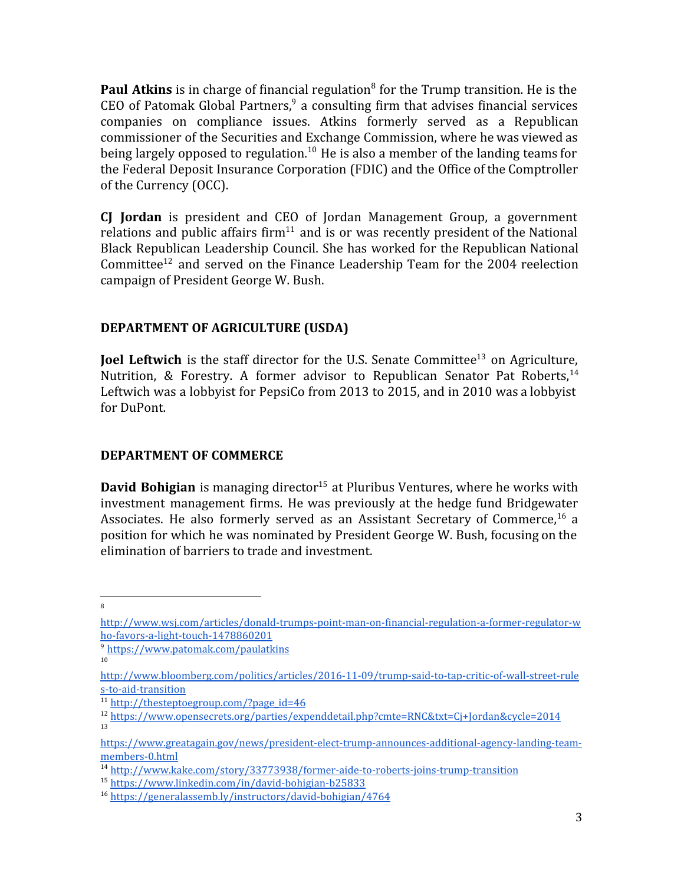**Paul Atkins** is in charge of financial regulation[8] for the Trump transition. He is the CEO of Patomak Global Partners,[9] a consulting firm that advises financial services companies on compliance issues. Atkins formerly served as a Republican commissioner of the Securities and Exchange Commission, where he was viewed as being largely opposed to regulation.[10] He is also a member of the landing teams for the Federal Deposit Insurance Corporation (FDIC) and the Office of the Comptroller of the Currency (OCC).

**CJ Jordan** is president and CEO of Jordan Management Group, a government relations and public affairs firm[11] and is or was recently president of the National Black Republican Leadership Council. She has worked for the Republican National Committee[12] and served on the Finance Leadership Team for the 2004 reelection campaign of President George W. Bush.

## DEPARTMENT OF AGRICULTURE (USDA)

**Joel Leftwich** is the staff director for the U.S. Senate Committee[13] on Agriculture, Nutrition, & Forestry. A former advisor to Republican Senator Pat Roberts,[14] Leftwich was a lobbyist for PepsiCo from 2013 to 2015, and in 2010 was a lobbyist for DuPont.

## DEPARTMENT OF COMMERCE

**David Bohigian** is managing director[15] at Pluribus Ventures, where he works with investment management firms. He was previously at the hedge fund Bridgewater Associates. He also formerly served as an Assistant Secretary of Commerce,[16] a position for which he was nominated by President George W. Bush, focusing on the elimination of barriers to trade and investment.

---

[8] http://www.wsj.com/articles/donald-trumps-point-man-on-financial-regulation-a-former-regulator-who-favors-a-light-touch-1478860201

[9] https://www.patomak.com/paulatkins

[10] http://www.bloomberg.com/politics/articles/2016-11-09/trump-said-to-tap-critic-of-wall-street-rules-to-aid-transition

[11] http://thesteptoegroup.com/?page_id=46

[12] https://www.opensecrets.org/parties/expenddetail.php?cmte=RNC&txt=Cj+Jordan&cycle=2014

[13] https://www.greatagain.gov/news/president-elect-trump-announces-additional-agency-landing-team-members-0.html

[14] http://www.kake.com/story/33773938/former-aide-to-roberts-joins-trump-transition

[15] https://www.linkedin.com/in/david-bohigian-b25833

[16] https://generalassemb.ly/instructors/david-bohigian/4764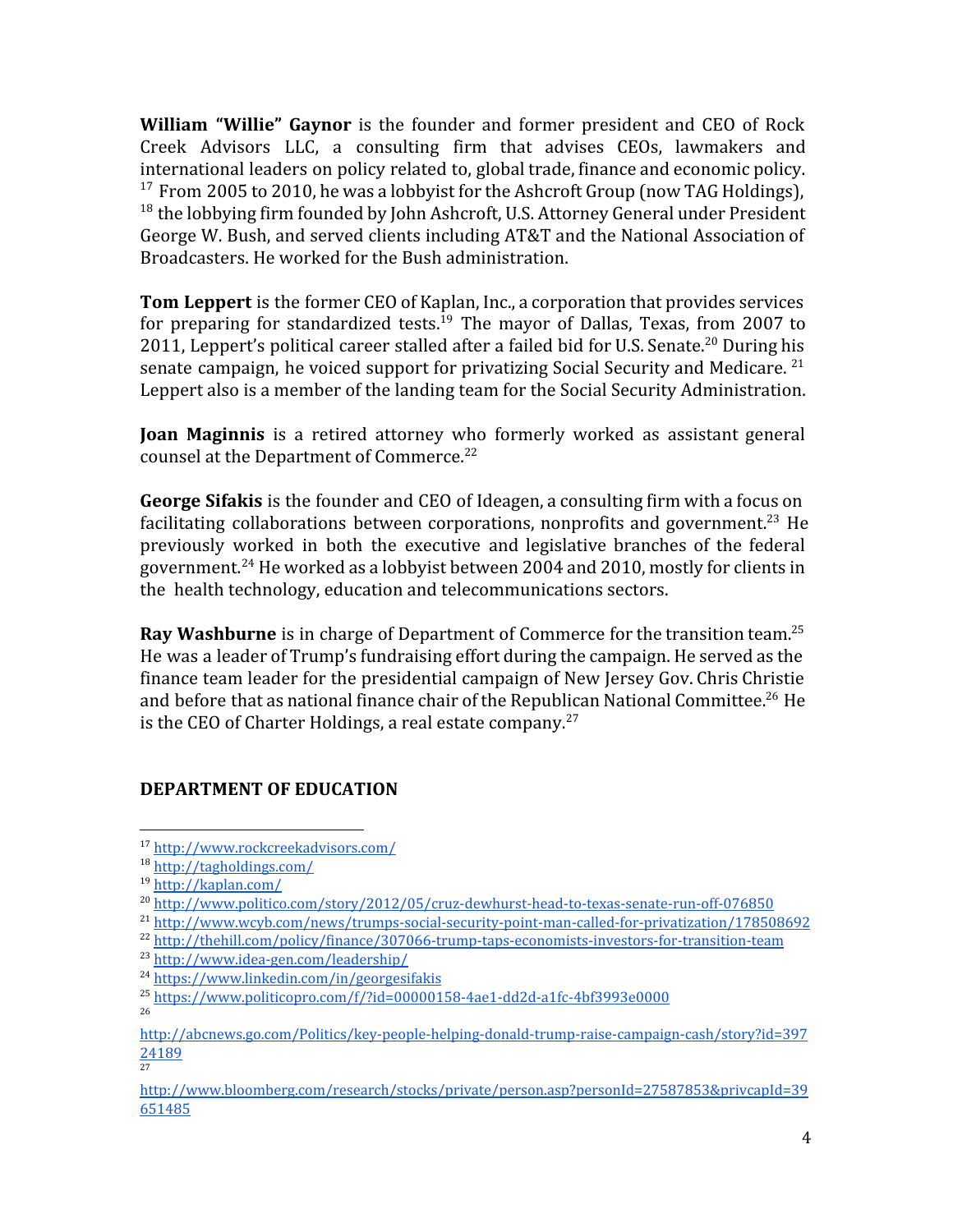**William "Willie" Gaynor** is the founder and former president and CEO of Rock Creek Advisors LLC, a consulting firm that advises CEOs, lawmakers and international leaders on policy related to, global trade, finance and economic policy.[17] From 2005 to 2010, he was a lobbyist for the Ashcroft Group (now TAG Holdings),[18] the lobbying firm founded by John Ashcroft, U.S. Attorney General under President George W. Bush, and served clients including AT&T and the National Association of Broadcasters. He worked for the Bush administration.

**Tom Leppert** is the former CEO of Kaplan, Inc., a corporation that provides services for preparing for standardized tests.[19] The mayor of Dallas, Texas, from 2007 to 2011, Leppert's political career stalled after a failed bid for U.S. Senate.[20] During his senate campaign, he voiced support for privatizing Social Security and Medicare.[21] Leppert also is a member of the landing team for the Social Security Administration.

**Joan Maginnis** is a retired attorney who formerly worked as assistant general counsel at the Department of Commerce.[22]

**George Sifakis** is the founder and CEO of Ideagen, a consulting firm with a focus on facilitating collaborations between corporations, nonprofits and government.[23] He previously worked in both the executive and legislative branches of the federal government.[24] He worked as a lobbyist between 2004 and 2010, mostly for clients in the health technology, education and telecommunications sectors.

**Ray Washburne** is in charge of Department of Commerce for the transition team.[25] He was a leader of Trump's fundraising effort during the campaign. He served as the finance team leader for the presidential campaign of New Jersey Gov. Chris Christie and before that as national finance chair of the Republican National Committee.[26] He is the CEO of Charter Holdings, a real estate company.[27]

## DEPARTMENT OF EDUCATION

---

[17] http://www.rockcreekadvisors.com/

[18] http://tagholdings.com/

[19] http://kaplan.com/

[20] http://www.politico.com/story/2012/05/cruz-dewhurst-head-to-texas-senate-run-off-076850

[21] http://www.wcyb.com/news/trumps-social-security-point-man-called-for-privatization/178508692

[22] http://thehill.com/policy/finance/307066-trump-taps-economists-investors-for-transition-team

[23] http://www.idea-gen.com/leadership/

[24] https://www.linkedin.com/in/georgesifakis

[25] https://www.politicopro.com/f/?id=00000158-4ae1-dd2d-a1fc-4bf3993e0000

[26] http://abcnews.go.com/Politics/key-people-helping-donald-trump-raise-campaign-cash/story?id=39724189

[27] http://www.bloomberg.com/research/stocks/private/person.asp?personId=27587853&privcapId=39651485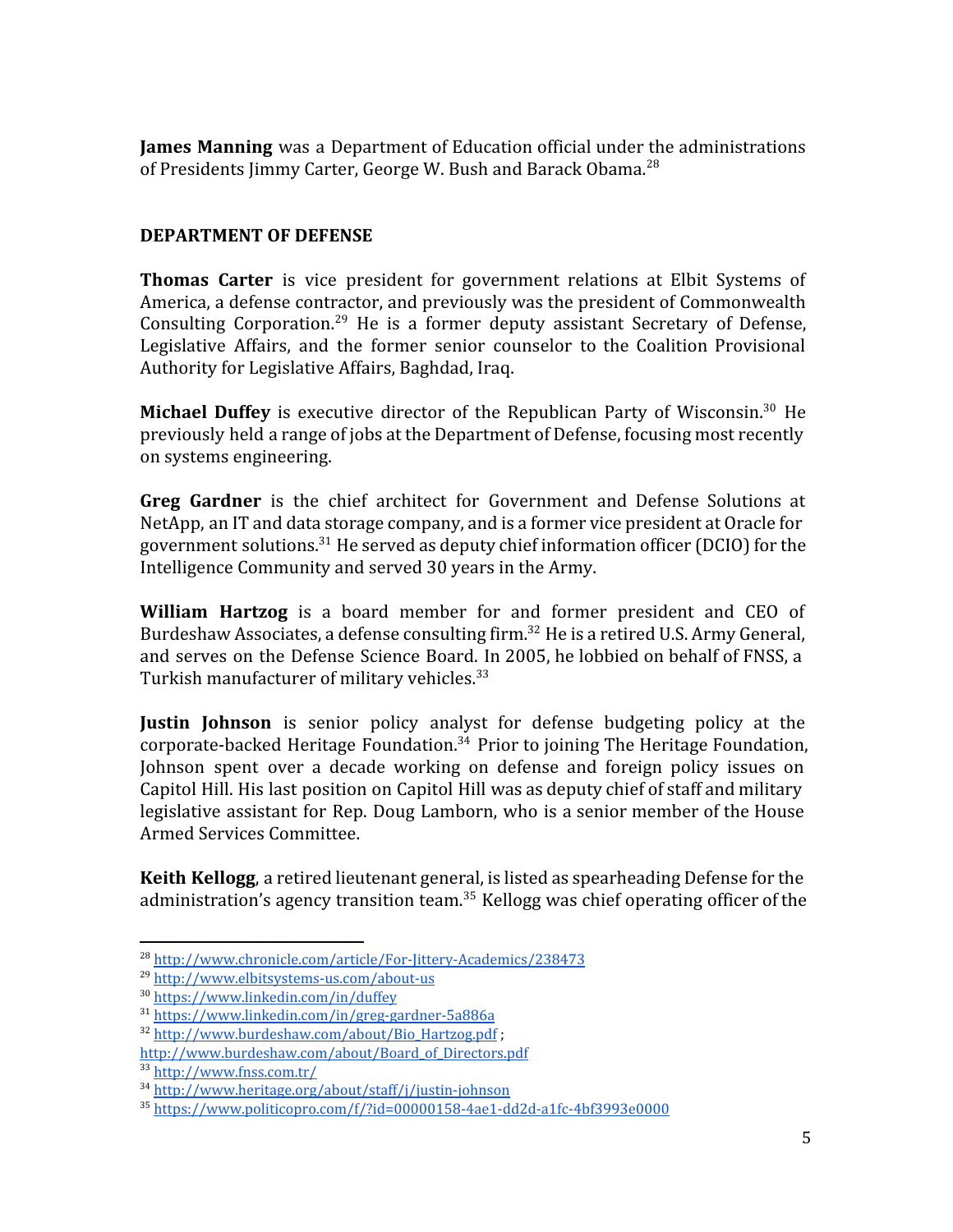**James Manning** was a Department of Education official under the administrations of Presidents Jimmy Carter, George W. Bush and Barack Obama.[28]

## DEPARTMENT OF DEFENSE

**Thomas Carter** is vice president for government relations at Elbit Systems of America, a defense contractor, and previously was the president of Commonwealth Consulting Corporation.[29] He is a former deputy assistant Secretary of Defense, Legislative Affairs, and the former senior counselor to the Coalition Provisional Authority for Legislative Affairs, Baghdad, Iraq.

**Michael Duffey** is executive director of the Republican Party of Wisconsin.[30] He previously held a range of jobs at the Department of Defense, focusing most recently on systems engineering.

**Greg Gardner** is the chief architect for Government and Defense Solutions at NetApp, an IT and data storage company, and is a former vice president at Oracle for government solutions.[31] He served as deputy chief information officer (DCIO) for the Intelligence Community and served 30 years in the Army.

**William Hartzog** is a board member for and former president and CEO of Burdeshaw Associates, a defense consulting firm.[32] He is a retired U.S. Army General, and serves on the Defense Science Board. In 2005, he lobbied on behalf of FNSS, a Turkish manufacturer of military vehicles.[33]

**Justin Johnson** is senior policy analyst for defense budgeting policy at the corporate-backed Heritage Foundation.[34] Prior to joining The Heritage Foundation, Johnson spent over a decade working on defense and foreign policy issues on Capitol Hill. His last position on Capitol Hill was as deputy chief of staff and military legislative assistant for Rep. Doug Lamborn, who is a senior member of the House Armed Services Committee.

**Keith Kellogg**, a retired lieutenant general, is listed as spearheading Defense for the administration's agency transition team.[35] Kellogg was chief operating officer of the

---

[28] http://www.chronicle.com/article/For-Jittery-Academics/238473
[29] http://www.elbitsystems-us.com/about-us
[30] https://www.linkedin.com/in/duffey
[31] https://www.linkedin.com/in/greg-gardner-5a886a
[32] http://www.burdeshaw.com/about/Bio_Hartzog.pdf ; http://www.burdeshaw.com/about/Board_of_Directors.pdf
[33] http://www.fnss.com.tr/
[34] http://www.heritage.org/about/staff/j/justin-johnson
[35] https://www.politicopro.com/f/?id=00000158-4ae1-dd2d-a1fc-4bf3993e0000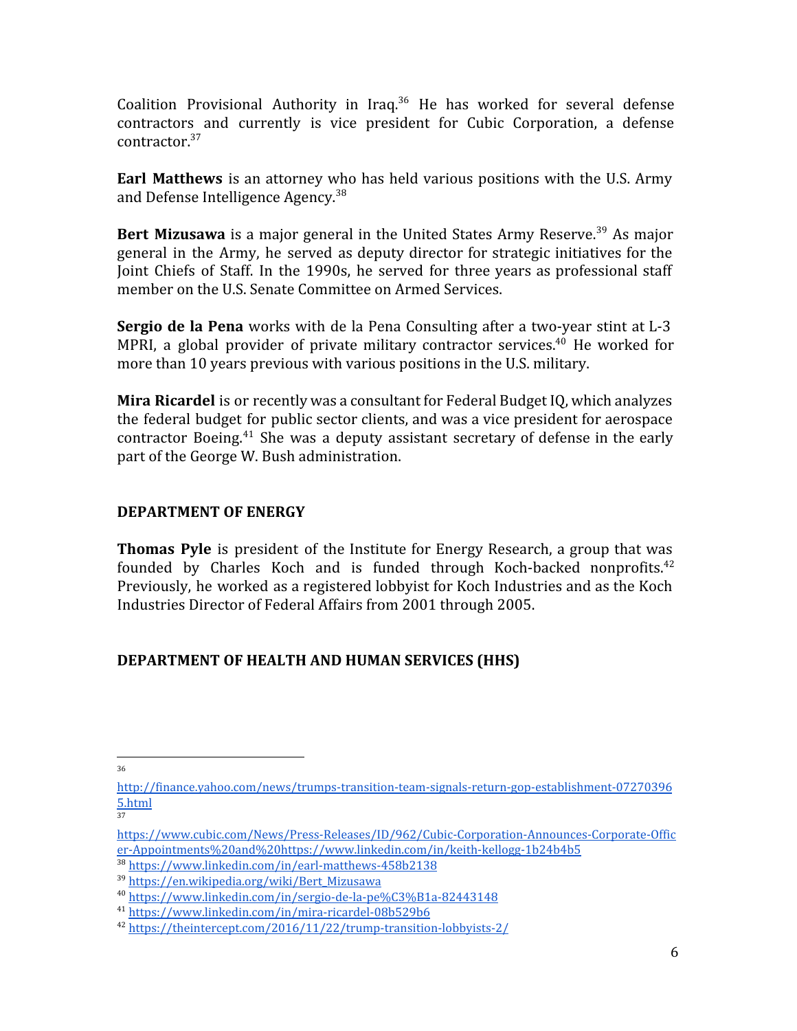Coalition Provisional Authority in Iraq.[36] He has worked for several defense contractors and currently is vice president for Cubic Corporation, a defense contractor.[37]

**Earl Matthews** is an attorney who has held various positions with the U.S. Army and Defense Intelligence Agency.[38]

**Bert Mizusawa** is a major general in the United States Army Reserve.[39] As major general in the Army, he served as deputy director for strategic initiatives for the Joint Chiefs of Staff. In the 1990s, he served for three years as professional staff member on the U.S. Senate Committee on Armed Services.

**Sergio de la Pena** works with de la Pena Consulting after a two-year stint at L-3 MPRI, a global provider of private military contractor services.[40] He worked for more than 10 years previous with various positions in the U.S. military.

**Mira Ricardel** is or recently was a consultant for Federal Budget IQ, which analyzes the federal budget for public sector clients, and was a vice president for aerospace contractor Boeing.[41] She was a deputy assistant secretary of defense in the early part of the George W. Bush administration.

## DEPARTMENT OF ENERGY

**Thomas Pyle** is president of the Institute for Energy Research, a group that was founded by Charles Koch and is funded through Koch-backed nonprofits.[42] Previously, he worked as a registered lobbyist for Koch Industries and as the Koch Industries Director of Federal Affairs from 2001 through 2005.

## DEPARTMENT OF HEALTH AND HUMAN SERVICES (HHS)

---

[36] http://finance.yahoo.com/news/trumps-transition-team-signals-return-gop-establishment-072703965.html

[37] https://www.cubic.com/News/Press-Releases/ID/962/Cubic-Corporation-Announces-Corporate-Officer-Appointments%20and%20https://www.linkedin.com/in/keith-kellogg-1b24b4b5

[38] https://www.linkedin.com/in/earl-matthews-458b2138

[39] https://en.wikipedia.org/wiki/Bert_Mizusawa

[40] https://www.linkedin.com/in/sergio-de-la-pe%C3%B1a-82443148

[41] https://www.linkedin.com/in/mira-ricardel-08b529b6

[42] https://theintercept.com/2016/11/22/trump-transition-lobbyists-2/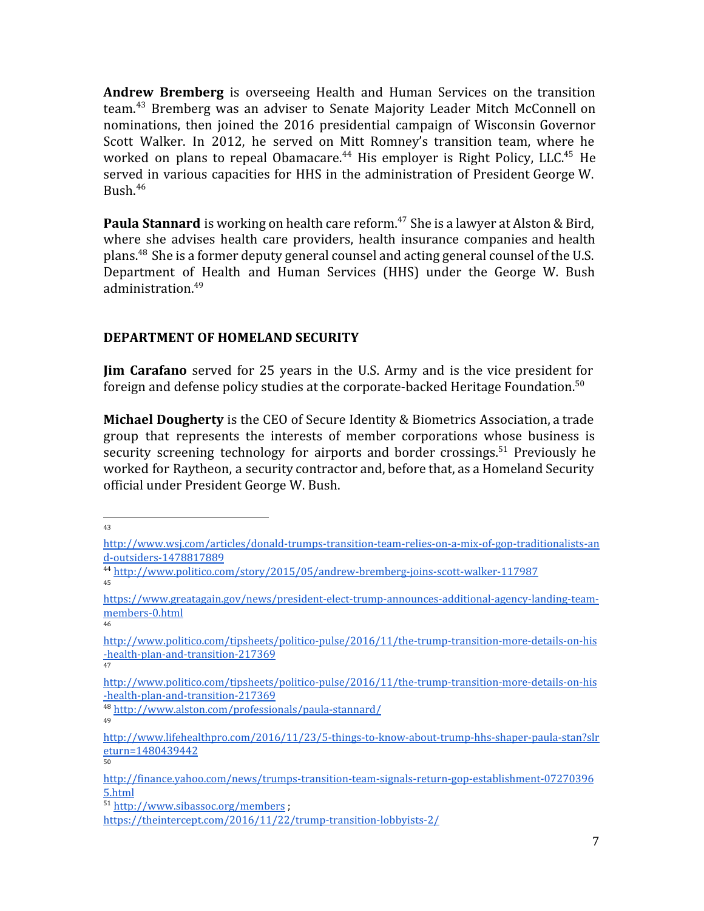**Andrew Bremberg** is overseeing Health and Human Services on the transition team.[43] Bremberg was an adviser to Senate Majority Leader Mitch McConnell on nominations, then joined the 2016 presidential campaign of Wisconsin Governor Scott Walker. In 2012, he served on Mitt Romney's transition team, where he worked on plans to repeal Obamacare.[44] His employer is Right Policy, LLC.[45] He served in various capacities for HHS in the administration of President George W. Bush.[46]

**Paula Stannard** is working on health care reform.[47] She is a lawyer at Alston & Bird, where she advises health care providers, health insurance companies and health plans.[48] She is a former deputy general counsel and acting general counsel of the U.S. Department of Health and Human Services (HHS) under the George W. Bush administration.[49]

## DEPARTMENT OF HOMELAND SECURITY

**Jim Carafano** served for 25 years in the U.S. Army and is the vice president for foreign and defense policy studies at the corporate-backed Heritage Foundation.[50]

**Michael Dougherty** is the CEO of Secure Identity & Biometrics Association, a trade group that represents the interests of member corporations whose business is security screening technology for airports and border crossings.[51] Previously he worked for Raytheon, a security contractor and, before that, as a Homeland Security official under President George W. Bush.

---

[43] http://www.wsj.com/articles/donald-trumps-transition-team-relies-on-a-mix-of-gop-traditionalists-and-outsiders-1478817889

[44] http://www.politico.com/story/2015/05/andrew-bremberg-joins-scott-walker-117987

[45] https://www.greatagain.gov/news/president-elect-trump-announces-additional-agency-landing-team-members-0.html

[46] http://www.politico.com/tipsheets/politico-pulse/2016/11/the-trump-transition-more-details-on-his-health-plan-and-transition-217369

[47] http://www.politico.com/tipsheets/politico-pulse/2016/11/the-trump-transition-more-details-on-his-health-plan-and-transition-217369

[48] http://www.alston.com/professionals/paula-stannard/

[49] http://www.lifehealthpro.com/2016/11/23/5-things-to-know-about-trump-hhs-shaper-paula-stan?slreturn=1480439442

[50] http://finance.yahoo.com/news/trumps-transition-team-signals-return-gop-establishment-072703965.html

[51] http://www.sibassoc.org/members ; https://theintercept.com/2016/11/22/trump-transition-lobbyists-2/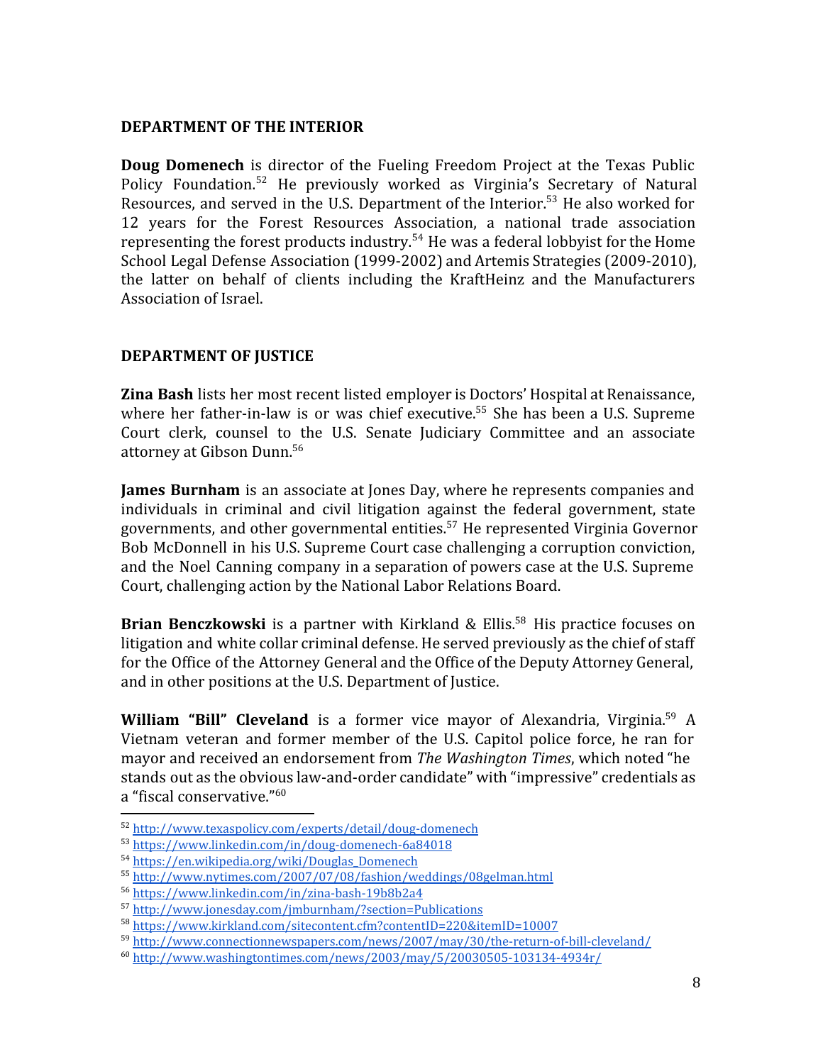**DEPARTMENT OF THE INTERIOR**

**Doug Domenech** is director of the Fueling Freedom Project at the Texas Public Policy Foundation.[52] He previously worked as Virginia's Secretary of Natural Resources, and served in the U.S. Department of the Interior.[53] He also worked for 12 years for the Forest Resources Association, a national trade association representing the forest products industry.[54] He was a federal lobbyist for the Home School Legal Defense Association (1999-2002) and Artemis Strategies (2009-2010), the latter on behalf of clients including the KraftHeinz and the Manufacturers Association of Israel.

**DEPARTMENT OF JUSTICE**

**Zina Bash** lists her most recent listed employer is Doctors' Hospital at Renaissance, where her father-in-law is or was chief executive.[55] She has been a U.S. Supreme Court clerk, counsel to the U.S. Senate Judiciary Committee and an associate attorney at Gibson Dunn.[56]

**James Burnham** is an associate at Jones Day, where he represents companies and individuals in criminal and civil litigation against the federal government, state governments, and other governmental entities.[57] He represented Virginia Governor Bob McDonnell in his U.S. Supreme Court case challenging a corruption conviction, and the Noel Canning company in a separation of powers case at the U.S. Supreme Court, challenging action by the National Labor Relations Board.

**Brian Benczkowski** is a partner with Kirkland & Ellis.[58] His practice focuses on litigation and white collar criminal defense. He served previously as the chief of staff for the Office of the Attorney General and the Office of the Deputy Attorney General, and in other positions at the U.S. Department of Justice.

**William "Bill" Cleveland** is a former vice mayor of Alexandria, Virginia.[59] A Vietnam veteran and former member of the U.S. Capitol police force, he ran for mayor and received an endorsement from *The Washington Times*, which noted "he stands out as the obvious law-and-order candidate" with "impressive" credentials as a "fiscal conservative."[60]

---

[52] http://www.texaspolicy.com/experts/detail/doug-domenech
[53] https://www.linkedin.com/in/doug-domenech-6a84018
[54] https://en.wikipedia.org/wiki/Douglas_Domenech
[55] http://www.nytimes.com/2007/07/08/fashion/weddings/08gelman.html
[56] https://www.linkedin.com/in/zina-bash-19b8b2a4
[57] http://www.jonesday.com/jmburnham/?section=Publications
[58] https://www.kirkland.com/sitecontent.cfm?contentID=220&itemID=10007
[59] http://www.connectionnewspapers.com/news/2007/may/30/the-return-of-bill-cleveland/
[60] http://www.washingtontimes.com/news/2003/may/5/20030505-103134-4934r/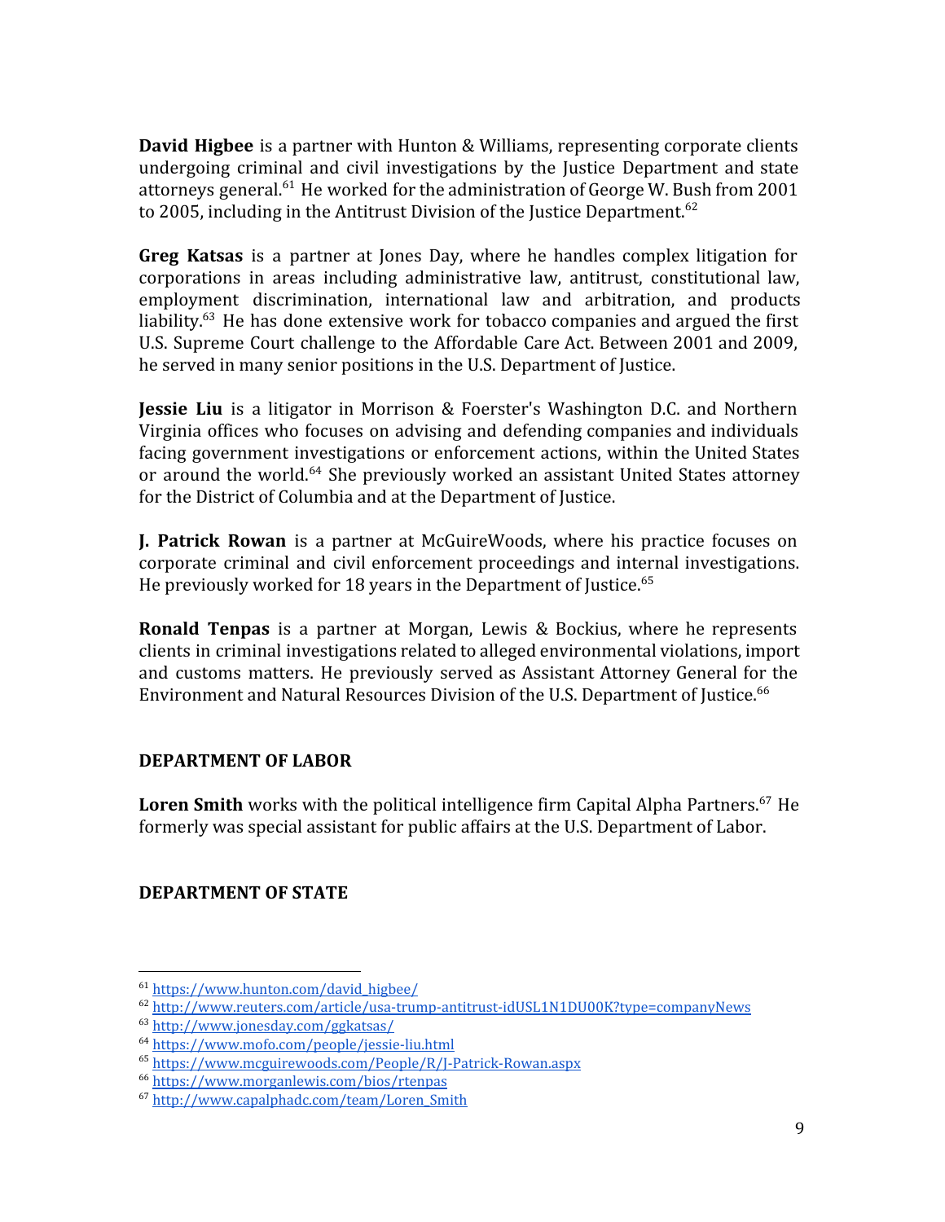**David Higbee** is a partner with Hunton & Williams, representing corporate clients undergoing criminal and civil investigations by the Justice Department and state attorneys general.[61] He worked for the administration of George W. Bush from 2001 to 2005, including in the Antitrust Division of the Justice Department.[62]

**Greg Katsas** is a partner at Jones Day, where he handles complex litigation for corporations in areas including administrative law, antitrust, constitutional law, employment discrimination, international law and arbitration, and products liability.[63] He has done extensive work for tobacco companies and argued the first U.S. Supreme Court challenge to the Affordable Care Act. Between 2001 and 2009, he served in many senior positions in the U.S. Department of Justice.

**Jessie Liu** is a litigator in Morrison & Foerster's Washington D.C. and Northern Virginia offices who focuses on advising and defending companies and individuals facing government investigations or enforcement actions, within the United States or around the world.[64] She previously worked an assistant United States attorney for the District of Columbia and at the Department of Justice.

**J. Patrick Rowan** is a partner at McGuireWoods, where his practice focuses on corporate criminal and civil enforcement proceedings and internal investigations. He previously worked for 18 years in the Department of Justice.[65]

**Ronald Tenpas** is a partner at Morgan, Lewis & Bockius, where he represents clients in criminal investigations related to alleged environmental violations, import and customs matters. He previously served as Assistant Attorney General for the Environment and Natural Resources Division of the U.S. Department of Justice.[66]

### DEPARTMENT OF LABOR

**Loren Smith** works with the political intelligence firm Capital Alpha Partners.[67] He formerly was special assistant for public affairs at the U.S. Department of Labor.

### DEPARTMENT OF STATE

---

[61] https://www.hunton.com/david_higbee/
[62] http://www.reuters.com/article/usa-trump-antitrust-idUSL1N1DU00K?type=companyNews
[63] http://www.jonesday.com/ggkatsas/
[64] https://www.mofo.com/people/jessie-liu.html
[65] https://www.mcguirewoods.com/People/R/J-Patrick-Rowan.aspx
[66] https://www.morganlewis.com/bios/rtenpas
[67] http://www.capalphadc.com/team/Loren_Smith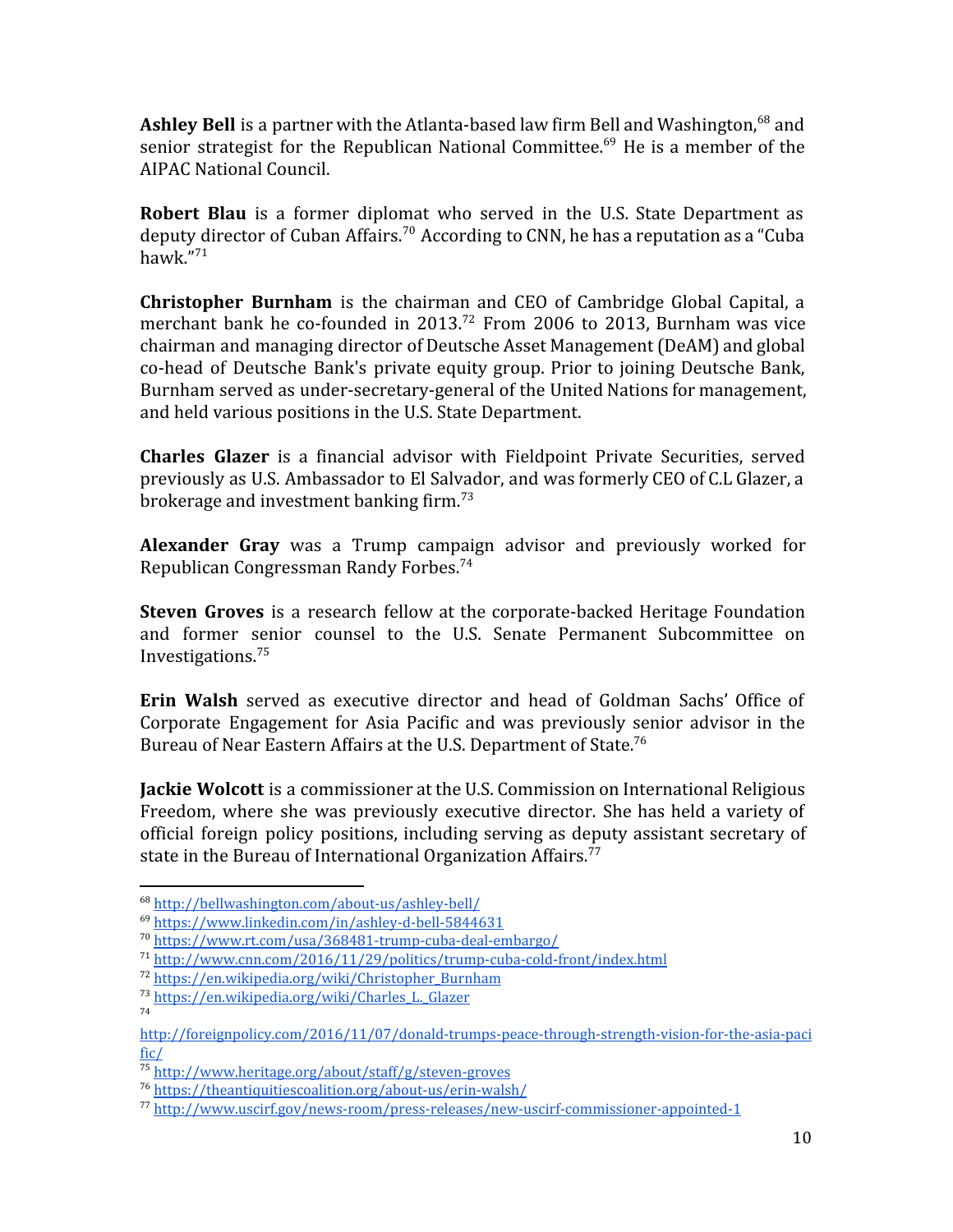**Ashley Bell** is a partner with the Atlanta-based law firm Bell and Washington,[68] and senior strategist for the Republican National Committee.[69] He is a member of the AIPAC National Council.

**Robert Blau** is a former diplomat who served in the U.S. State Department as deputy director of Cuban Affairs.[70] According to CNN, he has a reputation as a "Cuba hawk."[71]

**Christopher Burnham** is the chairman and CEO of Cambridge Global Capital, a merchant bank he co-founded in 2013.[72] From 2006 to 2013, Burnham was vice chairman and managing director of Deutsche Asset Management (DeAM) and global co-head of Deutsche Bank's private equity group. Prior to joining Deutsche Bank, Burnham served as under-secretary-general of the United Nations for management, and held various positions in the U.S. State Department.

**Charles Glazer** is a financial advisor with Fieldpoint Private Securities, served previously as U.S. Ambassador to El Salvador, and was formerly CEO of C.L Glazer, a brokerage and investment banking firm.[73]

**Alexander Gray** was a Trump campaign advisor and previously worked for Republican Congressman Randy Forbes.[74]

**Steven Groves** is a research fellow at the corporate-backed Heritage Foundation and former senior counsel to the U.S. Senate Permanent Subcommittee on Investigations.[75]

**Erin Walsh** served as executive director and head of Goldman Sachs' Office of Corporate Engagement for Asia Pacific and was previously senior advisor in the Bureau of Near Eastern Affairs at the U.S. Department of State.[76]

**Jackie Wolcott** is a commissioner at the U.S. Commission on International Religious Freedom, where she was previously executive director. She has held a variety of official foreign policy positions, including serving as deputy assistant secretary of state in the Bureau of International Organization Affairs.[77]

---

[68] http://bellwashington.com/about-us/ashley-bell/
[69] https://www.linkedin.com/in/ashley-d-bell-5844631
[70] https://www.rt.com/usa/368481-trump-cuba-deal-embargo/
[71] http://www.cnn.com/2016/11/29/politics/trump-cuba-cold-front/index.html
[72] https://en.wikipedia.org/wiki/Christopher_Burnham
[73] https://en.wikipedia.org/wiki/Charles_L._Glazer
[74] http://foreignpolicy.com/2016/11/07/donald-trumps-peace-through-strength-vision-for-the-asia-pacific/
[75] http://www.heritage.org/about/staff/g/steven-groves
[76] https://theantiquitiescoalition.org/about-us/erin-walsh/
[77] http://www.uscirf.gov/news-room/press-releases/new-uscirf-commissioner-appointed-1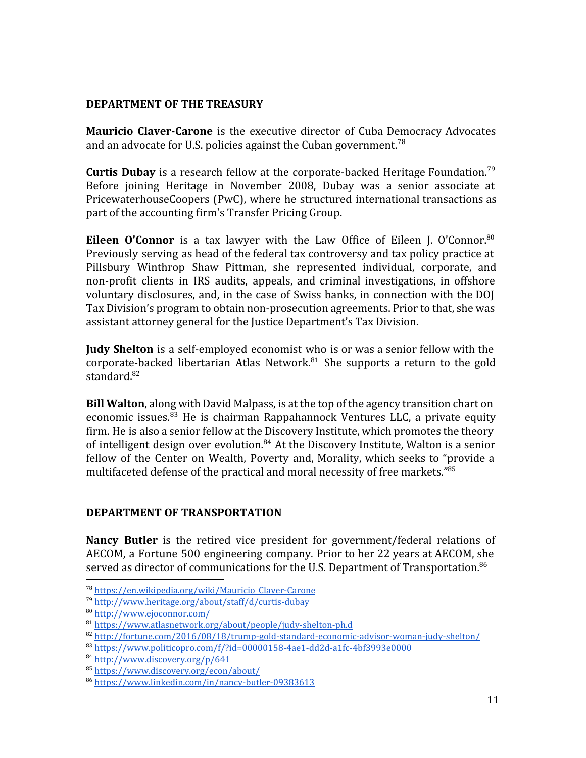## DEPARTMENT OF THE TREASURY

**Mauricio Claver-Carone** is the executive director of Cuba Democracy Advocates and an advocate for U.S. policies against the Cuban government.[78]

**Curtis Dubay** is a research fellow at the corporate-backed Heritage Foundation.[79] Before joining Heritage in November 2008, Dubay was a senior associate at PricewaterhouseCoopers (PwC), where he structured international transactions as part of the accounting firm's Transfer Pricing Group.

**Eileen O'Connor** is a tax lawyer with the Law Office of Eileen J. O'Connor.[80] Previously serving as head of the federal tax controversy and tax policy practice at Pillsbury Winthrop Shaw Pittman, she represented individual, corporate, and non-profit clients in IRS audits, appeals, and criminal investigations, in offshore voluntary disclosures, and, in the case of Swiss banks, in connection with the DOJ Tax Division's program to obtain non-prosecution agreements. Prior to that, she was assistant attorney general for the Justice Department's Tax Division.

**Judy Shelton** is a self-employed economist who is or was a senior fellow with the corporate-backed libertarian Atlas Network.[81] She supports a return to the gold standard.[82]

**Bill Walton**, along with David Malpass, is at the top of the agency transition chart on economic issues.[83] He is chairman Rappahannock Ventures LLC, a private equity firm. He is also a senior fellow at the Discovery Institute, which promotes the theory of intelligent design over evolution.[84] At the Discovery Institute, Walton is a senior fellow of the Center on Wealth, Poverty and, Morality, which seeks to "provide a multifaceted defense of the practical and moral necessity of free markets."[85]

## DEPARTMENT OF TRANSPORTATION

**Nancy Butler** is the retired vice president for government/federal relations of AECOM, a Fortune 500 engineering company. Prior to her 22 years at AECOM, she served as director of communications for the U.S. Department of Transportation.[86]

---

[78] https://en.wikipedia.org/wiki/Mauricio_Claver-Carone
[79] http://www.heritage.org/about/staff/d/curtis-dubay
[80] http://www.ejoconnor.com/
[81] https://www.atlasnetwork.org/about/people/judy-shelton-ph.d
[82] http://fortune.com/2016/08/18/trump-gold-standard-economic-advisor-woman-judy-shelton/
[83] https://www.politicopro.com/f/?id=00000158-4ae1-dd2d-a1fc-4bf3993e0000
[84] http://www.discovery.org/p/641
[85] https://www.discovery.org/econ/about/
[86] https://www.linkedin.com/in/nancy-butler-09383613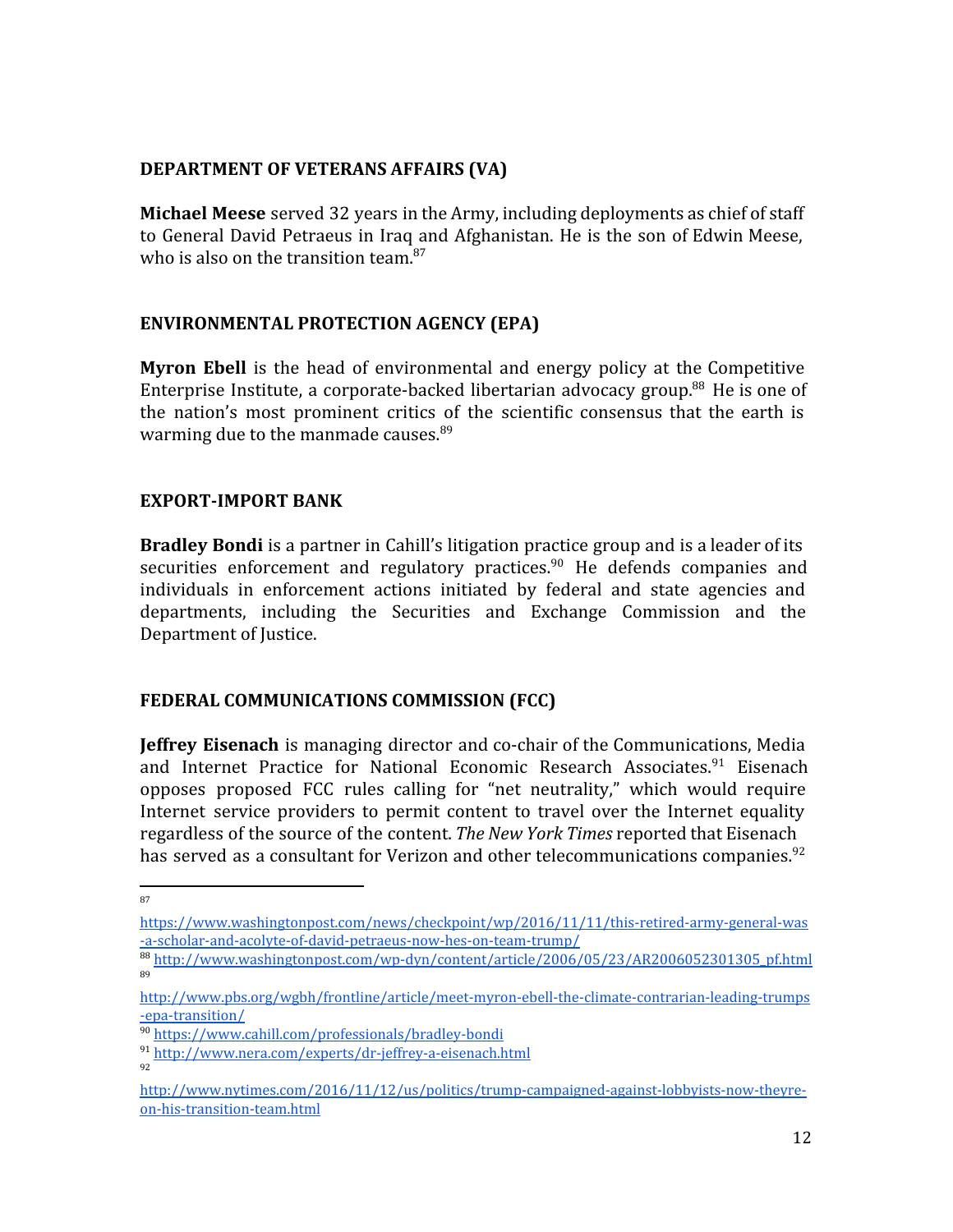**DEPARTMENT OF VETERANS AFFAIRS (VA)**

**Michael Meese** served 32 years in the Army, including deployments as chief of staff to General David Petraeus in Iraq and Afghanistan. He is the son of Edwin Meese, who is also on the transition team.[87]

**ENVIRONMENTAL PROTECTION AGENCY (EPA)**

**Myron Ebell** is the head of environmental and energy policy at the Competitive Enterprise Institute, a corporate-backed libertarian advocacy group.[88] He is one of the nation's most prominent critics of the scientific consensus that the earth is warming due to the manmade causes.[89]

**EXPORT-IMPORT BANK**

**Bradley Bondi** is a partner in Cahill's litigation practice group and is a leader of its securities enforcement and regulatory practices.[90] He defends companies and individuals in enforcement actions initiated by federal and state agencies and departments, including the Securities and Exchange Commission and the Department of Justice.

**FEDERAL COMMUNICATIONS COMMISSION (FCC)**

**Jeffrey Eisenach** is managing director and co-chair of the Communications, Media and Internet Practice for National Economic Research Associates.[91] Eisenach opposes proposed FCC rules calling for "net neutrality," which would require Internet service providers to permit content to travel over the Internet equality regardless of the source of the content. *The New York Times* reported that Eisenach has served as a consultant for Verizon and other telecommunications companies.[92]

---

[87] https://www.washingtonpost.com/news/checkpoint/wp/2016/11/11/this-retired-army-general-was-a-scholar-and-acolyte-of-david-petraeus-now-hes-on-team-trump/

[88] http://www.washingtonpost.com/wp-dyn/content/article/2006/05/23/AR2006052301305_pf.html

[89] http://www.pbs.org/wgbh/frontline/article/meet-myron-ebell-the-climate-contrarian-leading-trumps-epa-transition/

[90] https://www.cahill.com/professionals/bradley-bondi

[91] http://www.nera.com/experts/dr-jeffrey-a-eisenach.html

[92] http://www.nytimes.com/2016/11/12/us/politics/trump-campaigned-against-lobbyists-now-theyre-on-his-transition-team.html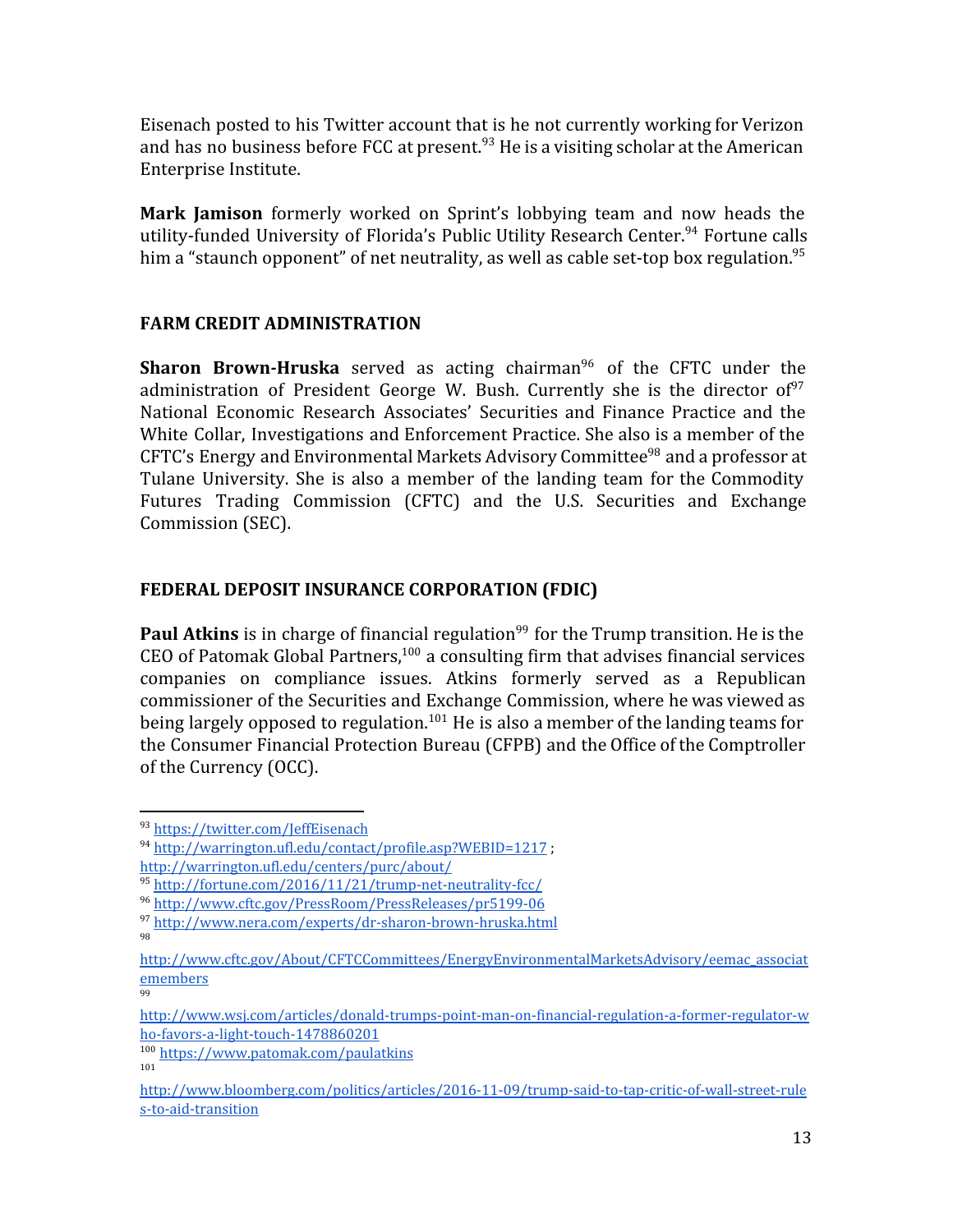Eisenach posted to his Twitter account that is he not currently working for Verizon and has no business before FCC at present.[93] He is a visiting scholar at the American Enterprise Institute.

**Mark Jamison** formerly worked on Sprint's lobbying team and now heads the utility-funded University of Florida's Public Utility Research Center.[94] Fortune calls him a "staunch opponent" of net neutrality, as well as cable set-top box regulation.[95]

## FARM CREDIT ADMINISTRATION

**Sharon Brown-Hruska** served as acting chairman[96] of the CFTC under the administration of President George W. Bush. Currently she is the director of[97] National Economic Research Associates' Securities and Finance Practice and the White Collar, Investigations and Enforcement Practice. She also is a member of the CFTC's Energy and Environmental Markets Advisory Committee[98] and a professor at Tulane University. She is also a member of the landing team for the Commodity Futures Trading Commission (CFTC) and the U.S. Securities and Exchange Commission (SEC).

## FEDERAL DEPOSIT INSURANCE CORPORATION (FDIC)

**Paul Atkins** is in charge of financial regulation[99] for the Trump transition. He is the CEO of Patomak Global Partners,[100] a consulting firm that advises financial services companies on compliance issues. Atkins formerly served as a Republican commissioner of the Securities and Exchange Commission, where he was viewed as being largely opposed to regulation.[101] He is also a member of the landing teams for the Consumer Financial Protection Bureau (CFPB) and the Office of the Comptroller of the Currency (OCC).

---

[93] https://twitter.com/JeffEisenach

[94] http://warrington.ufl.edu/contact/profile.asp?WEBID=1217 ; http://warrington.ufl.edu/centers/purc/about/

[95] http://fortune.com/2016/11/21/trump-net-neutrality-fcc/

[96] http://www.cftc.gov/PressRoom/PressReleases/pr5199-06

[97] http://www.nera.com/experts/dr-sharon-brown-hruska.html

[98] http://www.cftc.gov/About/CFTCCommittees/EnergyEnvironmentalMarketsAdvisory/eemac_associatemembers

[99] http://www.wsj.com/articles/donald-trumps-point-man-on-financial-regulation-a-former-regulator-who-favors-a-light-touch-1478860201

[100] https://www.patomak.com/paulatkins

[101] http://www.bloomberg.com/politics/articles/2016-11-09/trump-said-to-tap-critic-of-wall-street-rules-to-aid-transition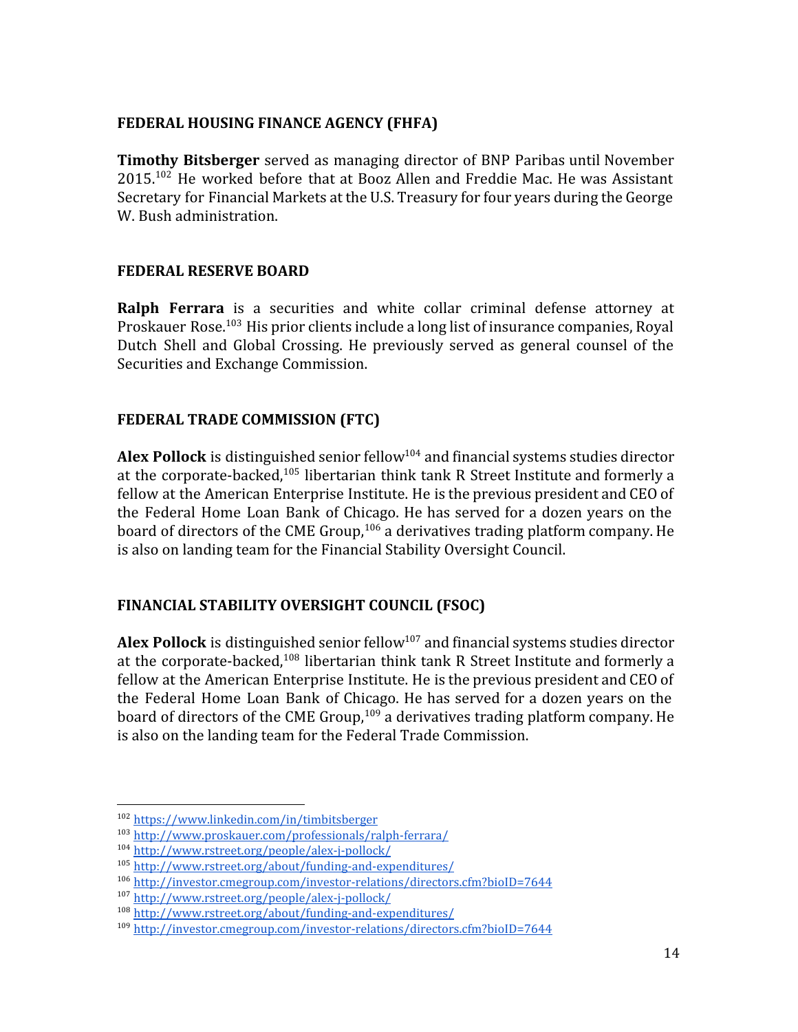### FEDERAL HOUSING FINANCE AGENCY (FHFA)

**Timothy Bitsberger** served as managing director of BNP Paribas until November 2015.[102] He worked before that at Booz Allen and Freddie Mac. He was Assistant Secretary for Financial Markets at the U.S. Treasury for four years during the George W. Bush administration.

### FEDERAL RESERVE BOARD

**Ralph Ferrara** is a securities and white collar criminal defense attorney at Proskauer Rose.[103] His prior clients include a long list of insurance companies, Royal Dutch Shell and Global Crossing. He previously served as general counsel of the Securities and Exchange Commission.

### FEDERAL TRADE COMMISSION (FTC)

**Alex Pollock** is distinguished senior fellow[104] and financial systems studies director at the corporate-backed,[105] libertarian think tank R Street Institute and formerly a fellow at the American Enterprise Institute. He is the previous president and CEO of the Federal Home Loan Bank of Chicago. He has served for a dozen years on the board of directors of the CME Group,[106] a derivatives trading platform company. He is also on landing team for the Financial Stability Oversight Council.

### FINANCIAL STABILITY OVERSIGHT COUNCIL (FSOC)

**Alex Pollock** is distinguished senior fellow[107] and financial systems studies director at the corporate-backed,[108] libertarian think tank R Street Institute and formerly a fellow at the American Enterprise Institute. He is the previous president and CEO of the Federal Home Loan Bank of Chicago. He has served for a dozen years on the board of directors of the CME Group,[109] a derivatives trading platform company. He is also on the landing team for the Federal Trade Commission.

---

[102] https://www.linkedin.com/in/timbitsberger
[103] http://www.proskauer.com/professionals/ralph-ferrara/
[104] http://www.rstreet.org/people/alex-j-pollock/
[105] http://www.rstreet.org/about/funding-and-expenditures/
[106] http://investor.cmegroup.com/investor-relations/directors.cfm?bioID=7644
[107] http://www.rstreet.org/people/alex-j-pollock/
[108] http://www.rstreet.org/about/funding-and-expenditures/
[109] http://investor.cmegroup.com/investor-relations/directors.cfm?bioID=7644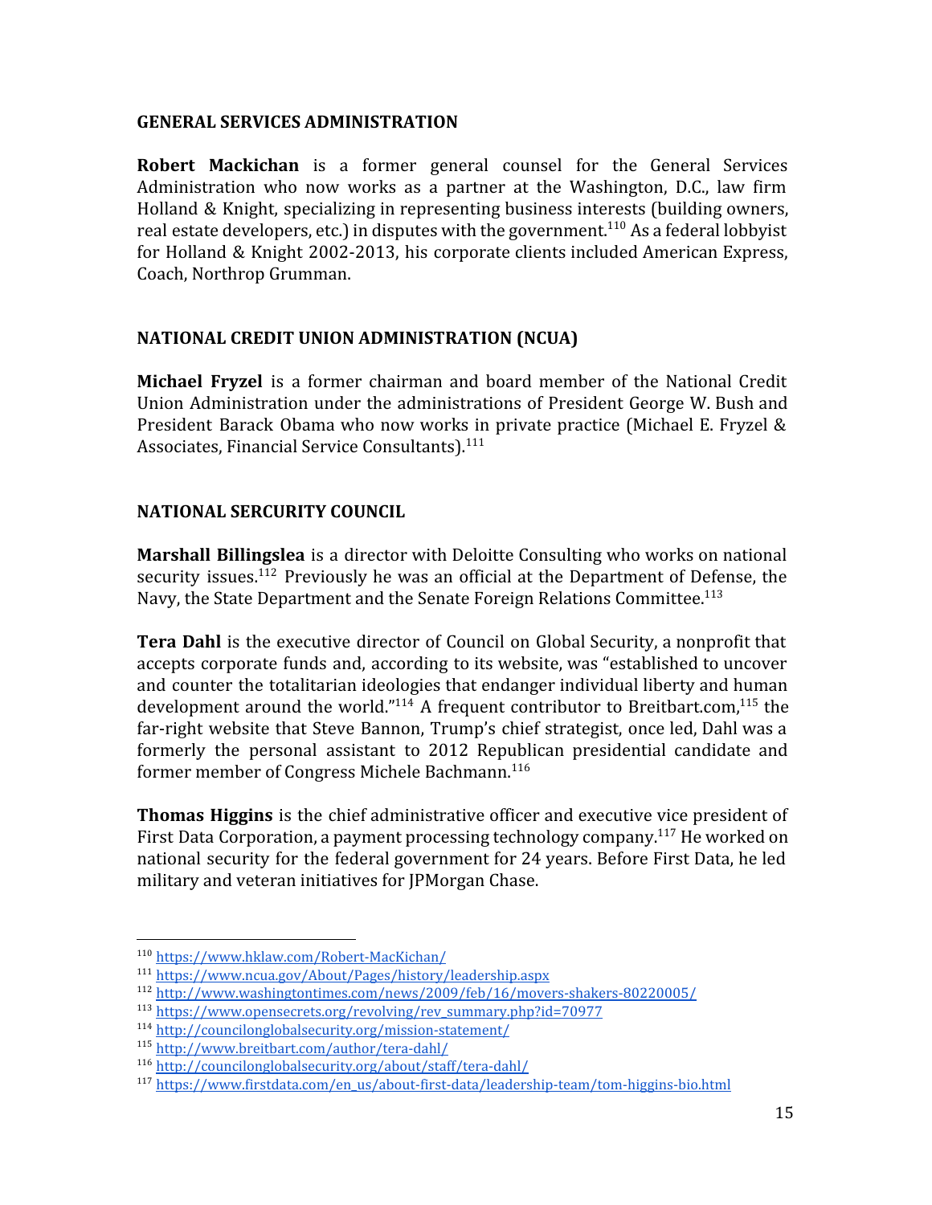## GENERAL SERVICES ADMINISTRATION

**Robert Mackichan** is a former general counsel for the General Services Administration who now works as a partner at the Washington, D.C., law firm Holland & Knight, specializing in representing business interests (building owners, real estate developers, etc.) in disputes with the government.[110] As a federal lobbyist for Holland & Knight 2002-2013, his corporate clients included American Express, Coach, Northrop Grumman.

## NATIONAL CREDIT UNION ADMINISTRATION (NCUA)

**Michael Fryzel** is a former chairman and board member of the National Credit Union Administration under the administrations of President George W. Bush and President Barack Obama who now works in private practice (Michael E. Fryzel & Associates, Financial Service Consultants).[111]

## NATIONAL SERCURITY COUNCIL

**Marshall Billingslea** is a director with Deloitte Consulting who works on national security issues.[112] Previously he was an official at the Department of Defense, the Navy, the State Department and the Senate Foreign Relations Committee.[113]

**Tera Dahl** is the executive director of Council on Global Security, a nonprofit that accepts corporate funds and, according to its website, was "established to uncover and counter the totalitarian ideologies that endanger individual liberty and human development around the world."[114] A frequent contributor to Breitbart.com,[115] the far-right website that Steve Bannon, Trump's chief strategist, once led, Dahl was a formerly the personal assistant to 2012 Republican presidential candidate and former member of Congress Michele Bachmann.[116]

**Thomas Higgins** is the chief administrative officer and executive vice president of First Data Corporation, a payment processing technology company.[117] He worked on national security for the federal government for 24 years. Before First Data, he led military and veteran initiatives for JPMorgan Chase.

---

[110] https://www.hklaw.com/Robert-MacKichan/

[111] https://www.ncua.gov/About/Pages/history/leadership.aspx

[112] http://www.washingtontimes.com/news/2009/feb/16/movers-shakers-80220005/

[113] https://www.opensecrets.org/revolving/rev_summary.php?id=70977

[114] http://councilonglobalsecurity.org/mission-statement/

[115] http://www.breitbart.com/author/tera-dahl/

[116] http://councilonglobalsecurity.org/about/staff/tera-dahl/

[117] https://www.firstdata.com/en_us/about-first-data/leadership-team/tom-higgins-bio.html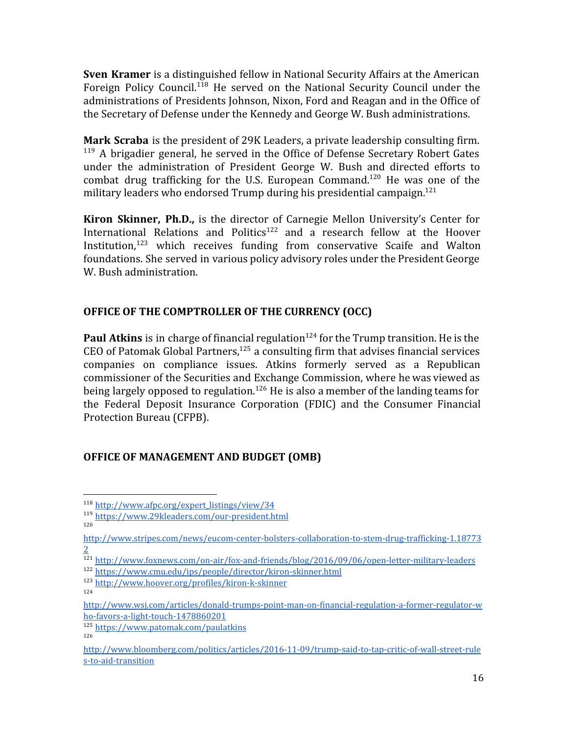**Sven Kramer** is a distinguished fellow in National Security Affairs at the American Foreign Policy Council.[118] He served on the National Security Council under the administrations of Presidents Johnson, Nixon, Ford and Reagan and in the Office of the Secretary of Defense under the Kennedy and George W. Bush administrations.

**Mark Scraba** is the president of 29K Leaders, a private leadership consulting firm. [119] A brigadier general, he served in the Office of Defense Secretary Robert Gates under the administration of President George W. Bush and directed efforts to combat drug trafficking for the U.S. European Command.[120] He was one of the military leaders who endorsed Trump during his presidential campaign.[121]

**Kiron Skinner, Ph.D.,** is the director of Carnegie Mellon University's Center for International Relations and Politics[122] and a research fellow at the Hoover Institution,[123] which receives funding from conservative Scaife and Walton foundations. She served in various policy advisory roles under the President George W. Bush administration.

## OFFICE OF THE COMPTROLLER OF THE CURRENCY (OCC)

**Paul Atkins** is in charge of financial regulation[124] for the Trump transition. He is the CEO of Patomak Global Partners,[125] a consulting firm that advises financial services companies on compliance issues. Atkins formerly served as a Republican commissioner of the Securities and Exchange Commission, where he was viewed as being largely opposed to regulation.[126] He is also a member of the landing teams for the Federal Deposit Insurance Corporation (FDIC) and the Consumer Financial Protection Bureau (CFPB).

## OFFICE OF MANAGEMENT AND BUDGET (OMB)

---

[118] http://www.afpc.org/expert_listings/view/34

[119] https://www.29kleaders.com/our-president.html

[120] http://www.stripes.com/news/eucom-center-bolsters-collaboration-to-stem-drug-trafficking-1.187732

[121] http://www.foxnews.com/on-air/fox-and-friends/blog/2016/09/06/open-letter-military-leaders

[122] https://www.cmu.edu/ips/people/director/kiron-skinner.html

[123] http://www.hoover.org/profiles/kiron-k-skinner

[124] http://www.wsj.com/articles/donald-trumps-point-man-on-financial-regulation-a-former-regulator-who-favors-a-light-touch-1478860201

[125] https://www.patomak.com/paulatkins

[126] http://www.bloomberg.com/politics/articles/2016-11-09/trump-said-to-tap-critic-of-wall-street-rules-to-aid-transition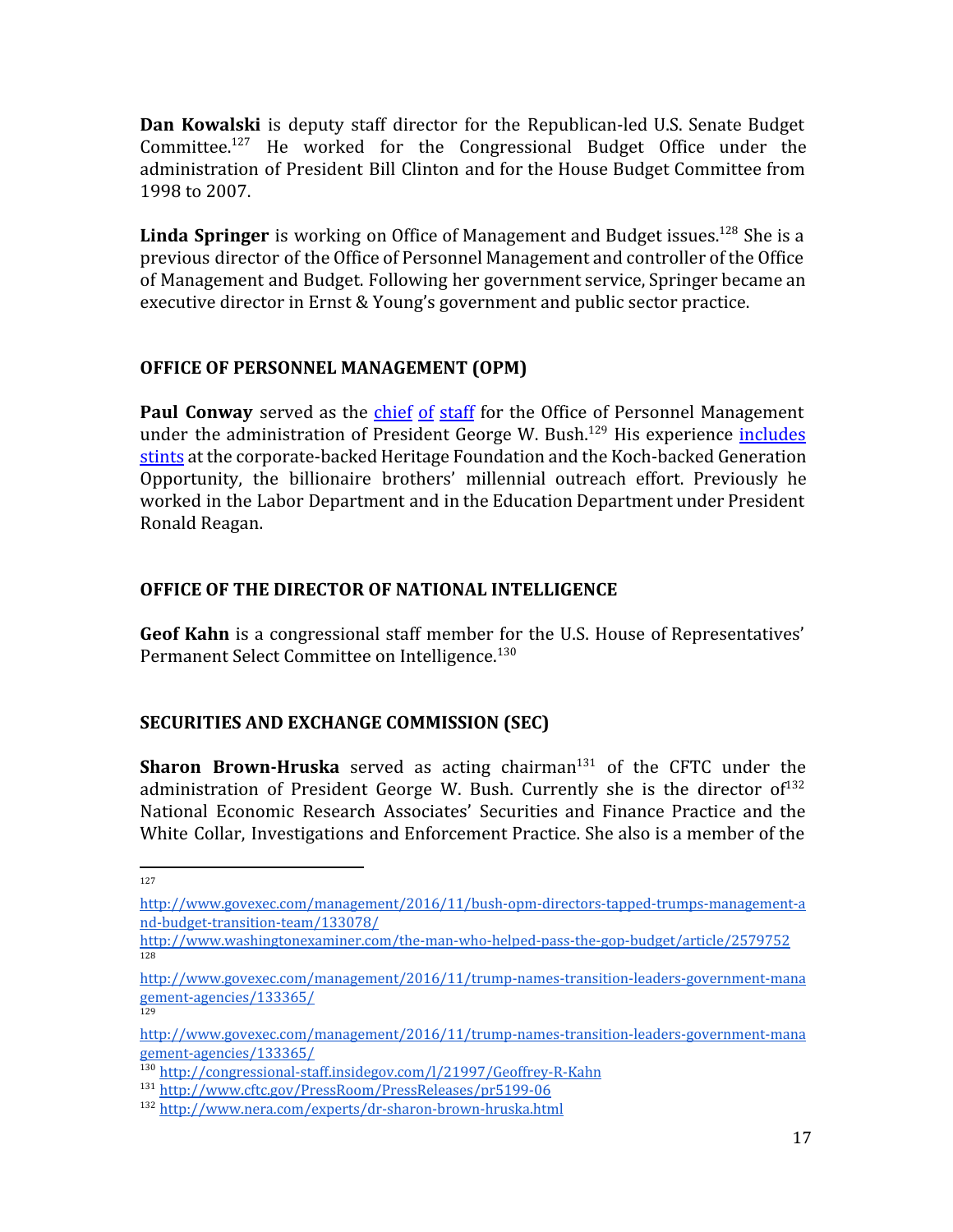**Dan Kowalski** is deputy staff director for the Republican-led U.S. Senate Budget Committee.[127] He worked for the Congressional Budget Office under the administration of President Bill Clinton and for the House Budget Committee from 1998 to 2007.

**Linda Springer** is working on Office of Management and Budget issues.[128] She is a previous director of the Office of Personnel Management and controller of the Office of Management and Budget. Following her government service, Springer became an executive director in Ernst & Young's government and public sector practice.

## OFFICE OF PERSONNEL MANAGEMENT (OPM)

**Paul Conway** served as the chief of staff for the Office of Personnel Management under the administration of President George W. Bush.[129] His experience includes stints at the corporate-backed Heritage Foundation and the Koch-backed Generation Opportunity, the billionaire brothers' millennial outreach effort. Previously he worked in the Labor Department and in the Education Department under President Ronald Reagan.

## OFFICE OF THE DIRECTOR OF NATIONAL INTELLIGENCE

**Geof Kahn** is a congressional staff member for the U.S. House of Representatives' Permanent Select Committee on Intelligence.[130]

## SECURITIES AND EXCHANGE COMMISSION (SEC)

**Sharon Brown-Hruska** served as acting chairman[131] of the CFTC under the administration of President George W. Bush. Currently she is the director of[132] National Economic Research Associates' Securities and Finance Practice and the White Collar, Investigations and Enforcement Practice. She also is a member of the

---

[127] http://www.govexec.com/management/2016/11/bush-opm-directors-tapped-trumps-management-and-budget-transition-team/133078/ http://www.washingtonexaminer.com/the-man-who-helped-pass-the-gop-budget/article/2579752

[128] http://www.govexec.com/management/2016/11/trump-names-transition-leaders-government-management-agencies/133365/

[129] http://www.govexec.com/management/2016/11/trump-names-transition-leaders-government-management-agencies/133365/

[130] http://congressional-staff.insidegov.com/l/21997/Geoffrey-R-Kahn

[131] http://www.cftc.gov/PressRoom/PressReleases/pr5199-06

[132] http://www.nera.com/experts/dr-sharon-brown-hruska.html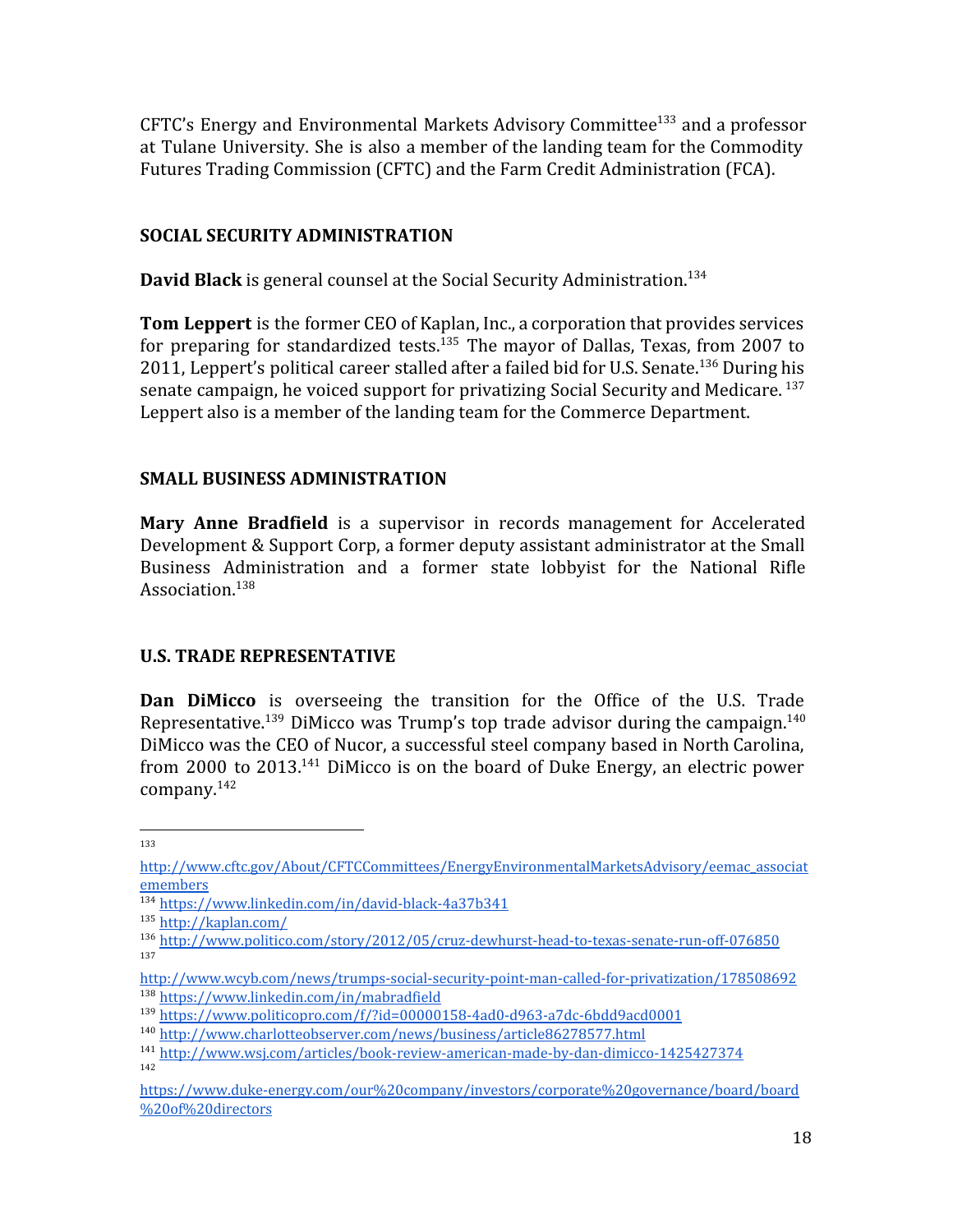CFTC's Energy and Environmental Markets Advisory Committee[133] and a professor at Tulane University. She is also a member of the landing team for the Commodity Futures Trading Commission (CFTC) and the Farm Credit Administration (FCA).

## SOCIAL SECURITY ADMINISTRATION

**David Black** is general counsel at the Social Security Administration.[134]

**Tom Leppert** is the former CEO of Kaplan, Inc., a corporation that provides services for preparing for standardized tests.[135] The mayor of Dallas, Texas, from 2007 to 2011, Leppert's political career stalled after a failed bid for U.S. Senate.[136] During his senate campaign, he voiced support for privatizing Social Security and Medicare.[137] Leppert also is a member of the landing team for the Commerce Department.

## SMALL BUSINESS ADMINISTRATION

**Mary Anne Bradfield** is a supervisor in records management for Accelerated Development & Support Corp, a former deputy assistant administrator at the Small Business Administration and a former state lobbyist for the National Rifle Association.[138]

## U.S. TRADE REPRESENTATIVE

**Dan DiMicco** is overseeing the transition for the Office of the U.S. Trade Representative.[139] DiMicco was Trump's top trade advisor during the campaign.[140] DiMicco was the CEO of Nucor, a successful steel company based in North Carolina, from 2000 to 2013.[141] DiMicco is on the board of Duke Energy, an electric power company.[142]

---

[133] http://www.cftc.gov/About/CFTCCommittees/EnergyEnvironmentalMarketsAdvisory/eemac_associatemembers

[134] https://www.linkedin.com/in/david-black-4a37b341

[135] http://kaplan.com/

[136] http://www.politico.com/story/2012/05/cruz-dewhurst-head-to-texas-senate-run-off-076850

[137] http://www.wcyb.com/news/trumps-social-security-point-man-called-for-privatization/178508692

[138] https://www.linkedin.com/in/mabradfield

[139] https://www.politicopro.com/f/?id=00000158-4ad0-d963-a7dc-6bdd9acd0001

[140] http://www.charlotteobserver.com/news/business/article86278577.html

[141] http://www.wsj.com/articles/book-review-american-made-by-dan-dimicco-1425427374

[142] https://www.duke-energy.com/our%20company/investors/corporate%20governance/board/board%20of%20directors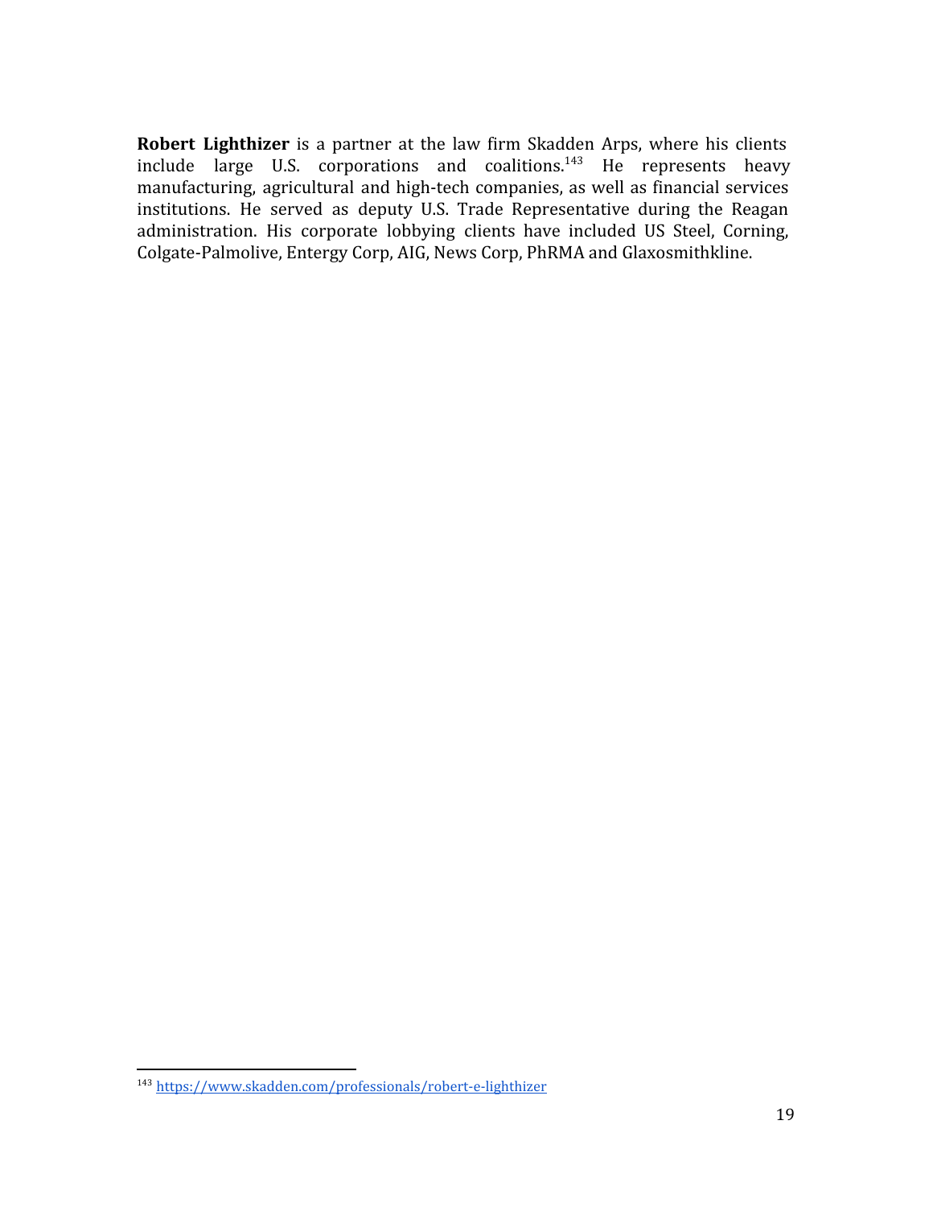**Robert Lighthizer** is a partner at the law firm Skadden Arps, where his clients include large U.S. corporations and coalitions.[143] He represents heavy manufacturing, agricultural and high-tech companies, as well as financial services institutions. He served as deputy U.S. Trade Representative during the Reagan administration. His corporate lobbying clients have included US Steel, Corning, Colgate-Palmolive, Entergy Corp, AIG, News Corp, PhRMA and Glaxosmithkline.

[143] https://www.skadden.com/professionals/robert-e-lighthizer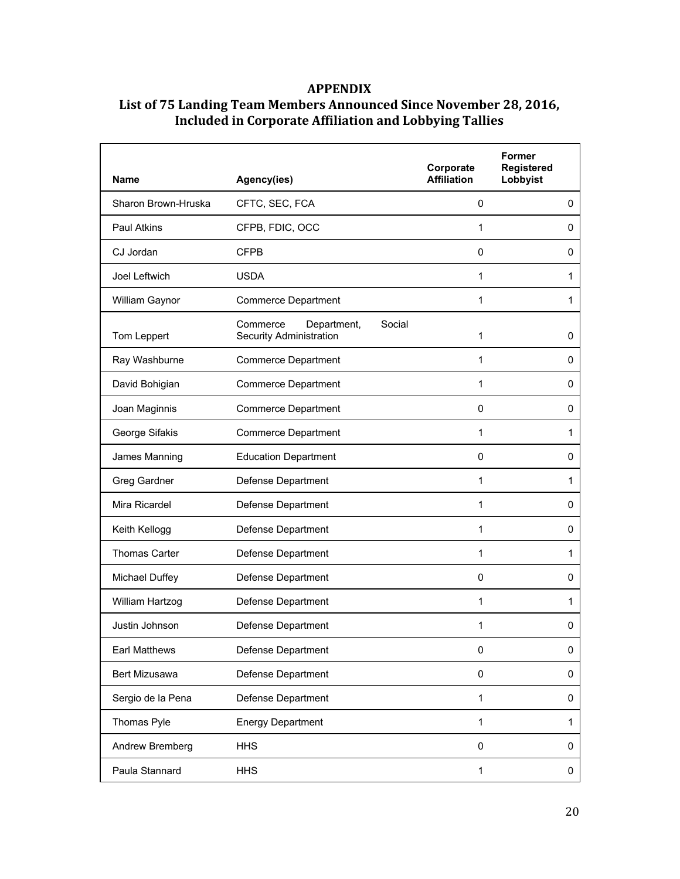## APPENDIX

## List of 75 Landing Team Members Announced Since November 28, 2016, Included in Corporate Affiliation and Lobbying Tallies

| Name | Agency(ies) | Corporate Affiliation | Former Registered Lobbyist |
|---|---|---|---|
| Sharon Brown-Hruska | CFTC, SEC, FCA | 0 | 0 |
| Paul Atkins | CFPB, FDIC, OCC | 1 | 0 |
| CJ Jordan | CFPB | 0 | 0 |
| Joel Leftwich | USDA | 1 | 1 |
| William Gaynor | Commerce Department | 1 | 1 |
| Tom Leppert | Commerce Department, Social Security Administration | 1 | 0 |
| Ray Washburne | Commerce Department | 1 | 0 |
| David Bohigian | Commerce Department | 1 | 0 |
| Joan Maginnis | Commerce Department | 0 | 0 |
| George Sifakis | Commerce Department | 1 | 1 |
| James Manning | Education Department | 0 | 0 |
| Greg Gardner | Defense Department | 1 | 1 |
| Mira Ricardel | Defense Department | 1 | 0 |
| Keith Kellogg | Defense Department | 1 | 0 |
| Thomas Carter | Defense Department | 1 | 1 |
| Michael Duffey | Defense Department | 0 | 0 |
| William Hartzog | Defense Department | 1 | 1 |
| Justin Johnson | Defense Department | 1 | 0 |
| Earl Matthews | Defense Department | 0 | 0 |
| Bert Mizusawa | Defense Department | 0 | 0 |
| Sergio de la Pena | Defense Department | 1 | 0 |
| Thomas Pyle | Energy Department | 1 | 1 |
| Andrew Bremberg | HHS | 0 | 0 |
| Paula Stannard | HHS | 1 | 0 |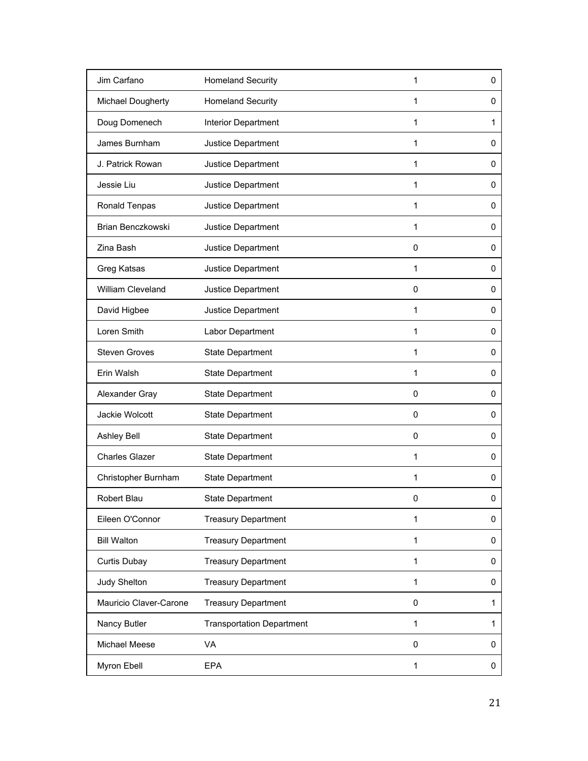| | | | |
|---|---|---|---|
| Jim Carfano | Homeland Security | 1 | 0 |
| Michael Dougherty | Homeland Security | 1 | 0 |
| Doug Domenech | Interior Department | 1 | 1 |
| James Burnham | Justice Department | 1 | 0 |
| J. Patrick Rowan | Justice Department | 1 | 0 |
| Jessie Liu | Justice Department | 1 | 0 |
| Ronald Tenpas | Justice Department | 1 | 0 |
| Brian Benczkowski | Justice Department | 1 | 0 |
| Zina Bash | Justice Department | 0 | 0 |
| Greg Katsas | Justice Department | 1 | 0 |
| William Cleveland | Justice Department | 0 | 0 |
| David Higbee | Justice Department | 1 | 0 |
| Loren Smith | Labor Department | 1 | 0 |
| Steven Groves | State Department | 1 | 0 |
| Erin Walsh | State Department | 1 | 0 |
| Alexander Gray | State Department | 0 | 0 |
| Jackie Wolcott | State Department | 0 | 0 |
| Ashley Bell | State Department | 0 | 0 |
| Charles Glazer | State Department | 1 | 0 |
| Christopher Burnham | State Department | 1 | 0 |
| Robert Blau | State Department | 0 | 0 |
| Eileen O'Connor | Treasury Department | 1 | 0 |
| Bill Walton | Treasury Department | 1 | 0 |
| Curtis Dubay | Treasury Department | 1 | 0 |
| Judy Shelton | Treasury Department | 1 | 0 |
| Mauricio Claver-Carone | Treasury Department | 0 | 1 |
| Nancy Butler | Transportation Department | 1 | 1 |
| Michael Meese | VA | 0 | 0 |
| Myron Ebell | EPA | 1 | 0 |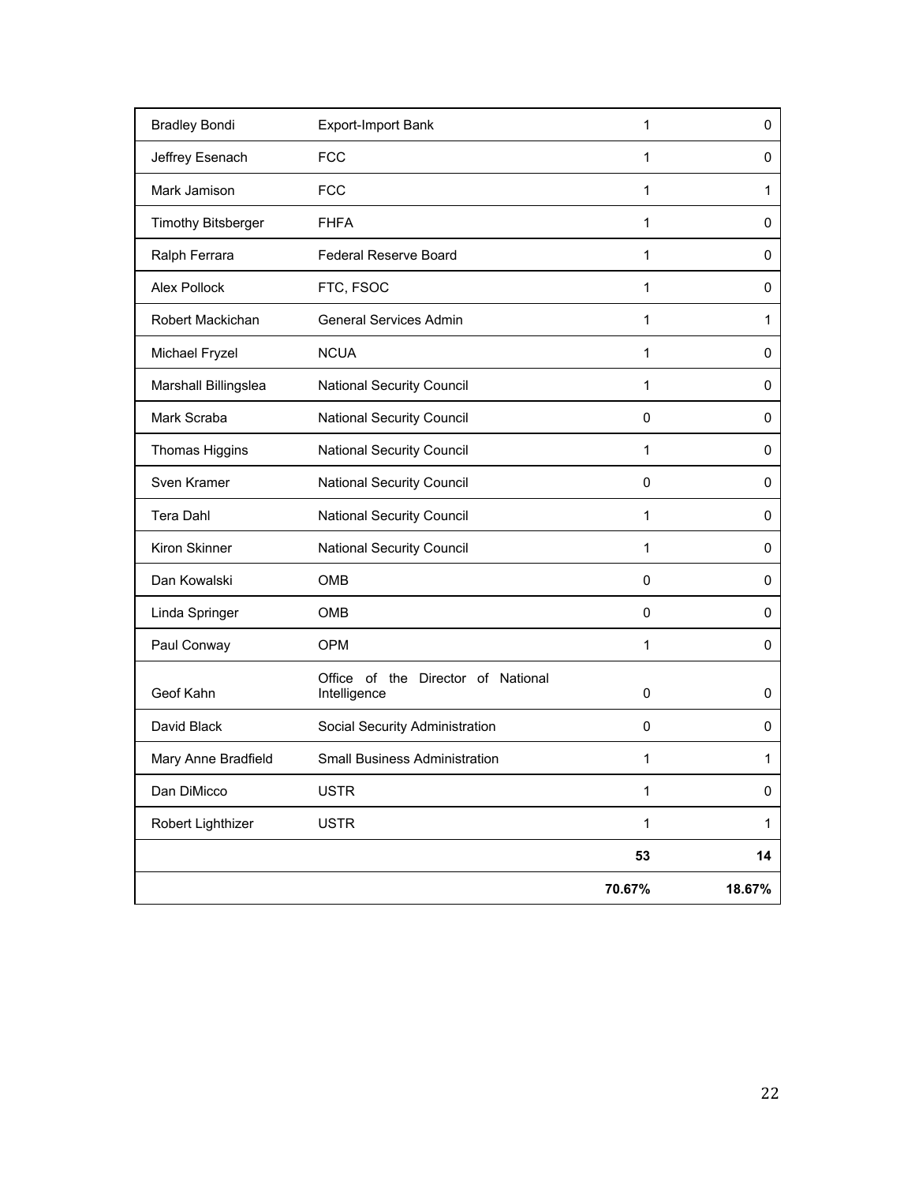| | | | |
|---|---|---|---|
| Bradley Bondi | Export-Import Bank | 1 | 0 |
| Jeffrey Esenach | FCC | 1 | 0 |
| Mark Jamison | FCC | 1 | 1 |
| Timothy Bitsberger | FHFA | 1 | 0 |
| Ralph Ferrara | Federal Reserve Board | 1 | 0 |
| Alex Pollock | FTC, FSOC | 1 | 0 |
| Robert Mackichan | General Services Admin | 1 | 1 |
| Michael Fryzel | NCUA | 1 | 0 |
| Marshall Billingslea | National Security Council | 1 | 0 |
| Mark Scraba | National Security Council | 0 | 0 |
| Thomas Higgins | National Security Council | 1 | 0 |
| Sven Kramer | National Security Council | 0 | 0 |
| Tera Dahl | National Security Council | 1 | 0 |
| Kiron Skinner | National Security Council | 1 | 0 |
| Dan Kowalski | OMB | 0 | 0 |
| Linda Springer | OMB | 0 | 0 |
| Paul Conway | OPM | 1 | 0 |
| Geof Kahn | Office of the Director of National Intelligence | 0 | 0 |
| David Black | Social Security Administration | 0 | 0 |
| Mary Anne Bradfield | Small Business Administration | 1 | 1 |
| Dan DiMicco | USTR | 1 | 0 |
| Robert Lighthizer | USTR | 1 | 1 |
| | | **53** | **14** |
| | | **70.67%** | **18.67%** |